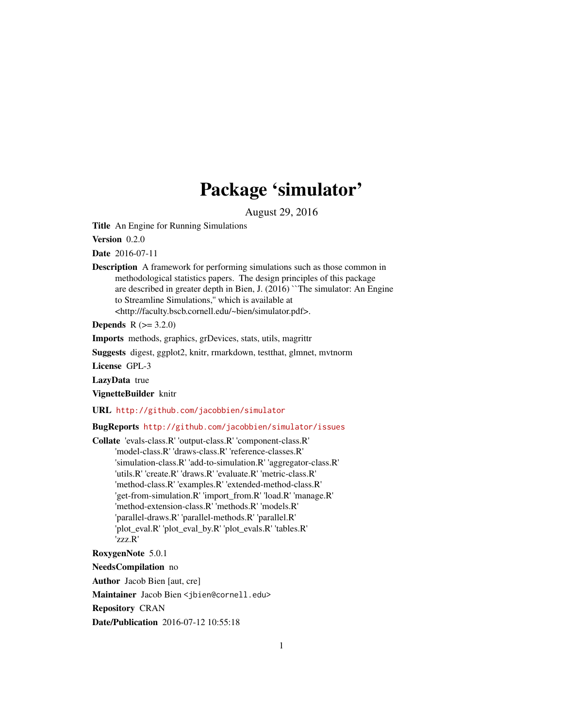# Package 'simulator'

August 29, 2016

**Title** An Engine for Running Simulations

**Version** 0.2.0

**Date** 2016-07-11

**Description** A framework for performing simulations such as those common in methodological statistics papers. The design principles of this package are described in greater depth in Bien, J. (2016) ``The simulator: An Engine to Streamline Simulations,'' which is available at <http://faculty.bscb.cornell.edu/~bien/simulator.pdf>.

**Depends** R (>= 3.2.0)

**Imports** methods, graphics, grDevices, stats, utils, magrittr

**Suggests** digest, ggplot2, knitr, rmarkdown, testthat, glmnet, mvtnorm

**License** GPL-3

**LazyData** true

**VignetteBuilder** knitr

**URL** http://github.com/jacobbien/simulator

**BugReports** http://github.com/jacobbien/simulator/issues

**Collate** 'evals-class.R' 'output-class.R' 'component-class.R' 'model-class.R' 'draws-class.R' 'reference-classes.R' 'simulation-class.R' 'add-to-simulation.R' 'aggregator-class.R' 'utils.R' 'create.R' 'draws.R' 'evaluate.R' 'metric-class.R' 'method-class.R' 'examples.R' 'extended-method-class.R' 'get-from-simulation.R' 'import_from.R' 'load.R' 'manage.R' 'method-extension-class.R' 'methods.R' 'models.R' 'parallel-draws.R' 'parallel-methods.R' 'parallel.R' 'plot_eval.R' 'plot_eval_by.R' 'plot_evals.R' 'tables.R' 'zzz.R'

**RoxygenNote** 5.0.1

**NeedsCompilation** no

**Author** Jacob Bien [aut, cre]

**Maintainer** Jacob Bien <jbien@cornell.edu>

**Repository** CRAN

**Date/Publication** 2016-07-12 10:55:18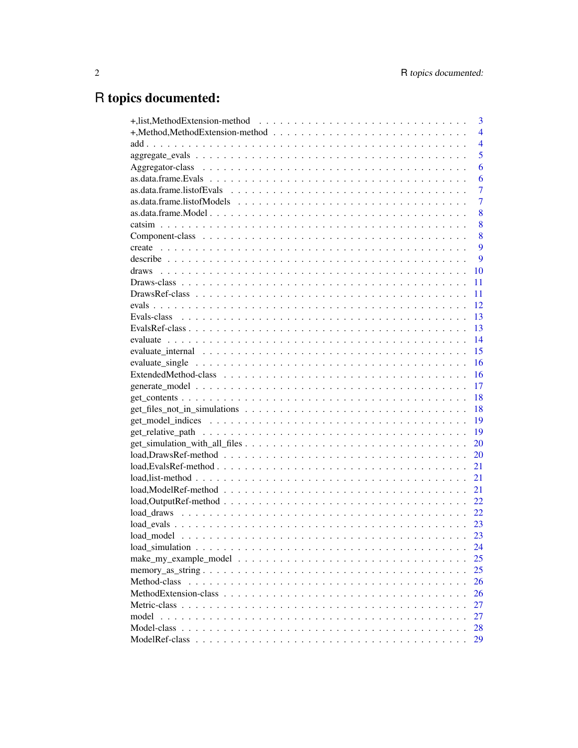# R topics documented:

| | |
|---|---|
| +,list,MethodExtension-method | 3 |
| +,Method,MethodExtension-method | 4 |
| add | 4 |
| aggregate_evals | 5 |
| Aggregator-class | 6 |
| as.data.frame.Evals | 6 |
| as.data.frame.listofEvals | 7 |
| as.data.frame.listofModels | 7 |
| as.data.frame.Model | 8 |
| catsim | 8 |
| Component-class | 8 |
| create | 9 |
| describe | 9 |
| draws | 10 |
| Draws-class | 11 |
| DrawsRef-class | 11 |
| evals | 12 |
| Evals-class | 13 |
| EvalsRef-class | 13 |
| evaluate | 14 |
| evaluate_internal | 15 |
| evaluate_single | 16 |
| ExtendedMethod-class | 16 |
| generate_model | 17 |
| get_contents | 18 |
| get_files_not_in_simulations | 18 |
| get_model_indices | 19 |
| get_relative_path | 19 |
| get_simulation_with_all_files | 20 |
| load,DrawsRef-method | 20 |
| load,EvalsRef-method | 21 |
| load,list-method | 21 |
| load,ModelRef-method | 21 |
| load,OutputRef-method | 22 |
| load_draws | 22 |
| load_evals | 23 |
| load_model | 23 |
| load_simulation | 24 |
| make_my_example_model | 25 |
| memory_as_string | 25 |
| Method-class | 26 |
| MethodExtension-class | 26 |
| Metric-class | 27 |
| model | 27 |
| Model-class | 28 |
| ModelRef-class | 29 |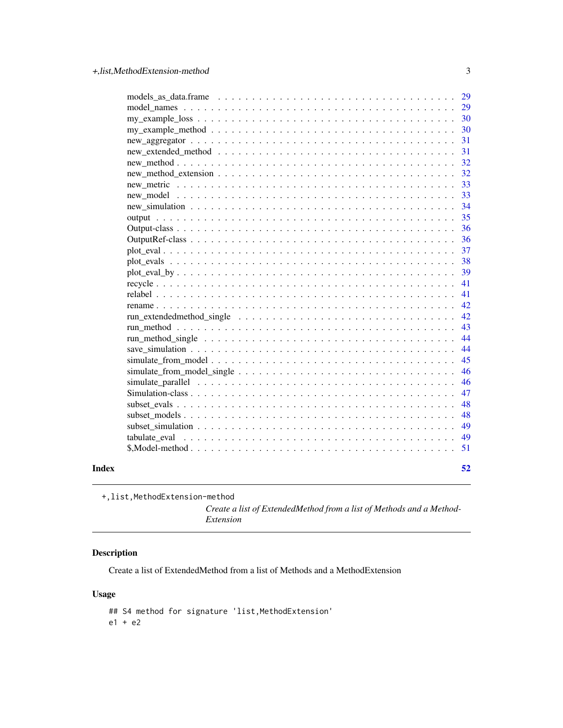models_as_data.frame . . . . . . . . . . . . . . . . . . . . . . . . . . . . . . . . . . . . 29
model_names . . . . . . . . . . . . . . . . . . . . . . . . . . . . . . . . . . . . . . . . 29
my_example_loss . . . . . . . . . . . . . . . . . . . . . . . . . . . . . . . . . . . . . . 30
my_example_method . . . . . . . . . . . . . . . . . . . . . . . . . . . . . . . . . . . . 30
new_aggregator . . . . . . . . . . . . . . . . . . . . . . . . . . . . . . . . . . . . . . 31
new_extended_method . . . . . . . . . . . . . . . . . . . . . . . . . . . . . . . . . . . 31
new_method . . . . . . . . . . . . . . . . . . . . . . . . . . . . . . . . . . . . . . . . 32
new_method_extension . . . . . . . . . . . . . . . . . . . . . . . . . . . . . . . . . . 32
new_metric . . . . . . . . . . . . . . . . . . . . . . . . . . . . . . . . . . . . . . . . 33
new_model . . . . . . . . . . . . . . . . . . . . . . . . . . . . . . . . . . . . . . . . 33
new_simulation . . . . . . . . . . . . . . . . . . . . . . . . . . . . . . . . . . . . . . 34
output . . . . . . . . . . . . . . . . . . . . . . . . . . . . . . . . . . . . . . . . . . 35
Output-class . . . . . . . . . . . . . . . . . . . . . . . . . . . . . . . . . . . . . . . 36
OutputRef-class . . . . . . . . . . . . . . . . . . . . . . . . . . . . . . . . . . . . . 36
plot_eval . . . . . . . . . . . . . . . . . . . . . . . . . . . . . . . . . . . . . . . . . 37
plot_evals . . . . . . . . . . . . . . . . . . . . . . . . . . . . . . . . . . . . . . . . 38
plot_eval_by . . . . . . . . . . . . . . . . . . . . . . . . . . . . . . . . . . . . . . . 39
recycle . . . . . . . . . . . . . . . . . . . . . . . . . . . . . . . . . . . . . . . . . . 41
relabel . . . . . . . . . . . . . . . . . . . . . . . . . . . . . . . . . . . . . . . . . . 41
rename . . . . . . . . . . . . . . . . . . . . . . . . . . . . . . . . . . . . . . . . . . 42
run_extendedmethod_single . . . . . . . . . . . . . . . . . . . . . . . . . . . . . . . . 42
run_method . . . . . . . . . . . . . . . . . . . . . . . . . . . . . . . . . . . . . . . . 43
run_method_single . . . . . . . . . . . . . . . . . . . . . . . . . . . . . . . . . . . . 44
save_simulation . . . . . . . . . . . . . . . . . . . . . . . . . . . . . . . . . . . . . . 44
simulate_from_model . . . . . . . . . . . . . . . . . . . . . . . . . . . . . . . . . . . 45
simulate_from_model_single . . . . . . . . . . . . . . . . . . . . . . . . . . . . . . . 46
simulate_parallel . . . . . . . . . . . . . . . . . . . . . . . . . . . . . . . . . . . . . 46
Simulation-class . . . . . . . . . . . . . . . . . . . . . . . . . . . . . . . . . . . . . . 47
subset_evals . . . . . . . . . . . . . . . . . . . . . . . . . . . . . . . . . . . . . . . . 48
subset_models . . . . . . . . . . . . . . . . . . . . . . . . . . . . . . . . . . . . . . . 48
subset_simulation . . . . . . . . . . . . . . . . . . . . . . . . . . . . . . . . . . . . . 49
tabulate_eval . . . . . . . . . . . . . . . . . . . . . . . . . . . . . . . . . . . . . . . 49
$,Model-method . . . . . . . . . . . . . . . . . . . . . . . . . . . . . . . . . . . . . . 51

**Index** **52**

---

`+,list,MethodExtension-method`
*Create a list of ExtendedMethod from a list of Methods and a MethodExtension*

---

## Description

Create a list of ExtendedMethod from a list of Methods and a MethodExtension

## Usage

```
## S4 method for signature 'list,MethodExtension'
e1 + e2
```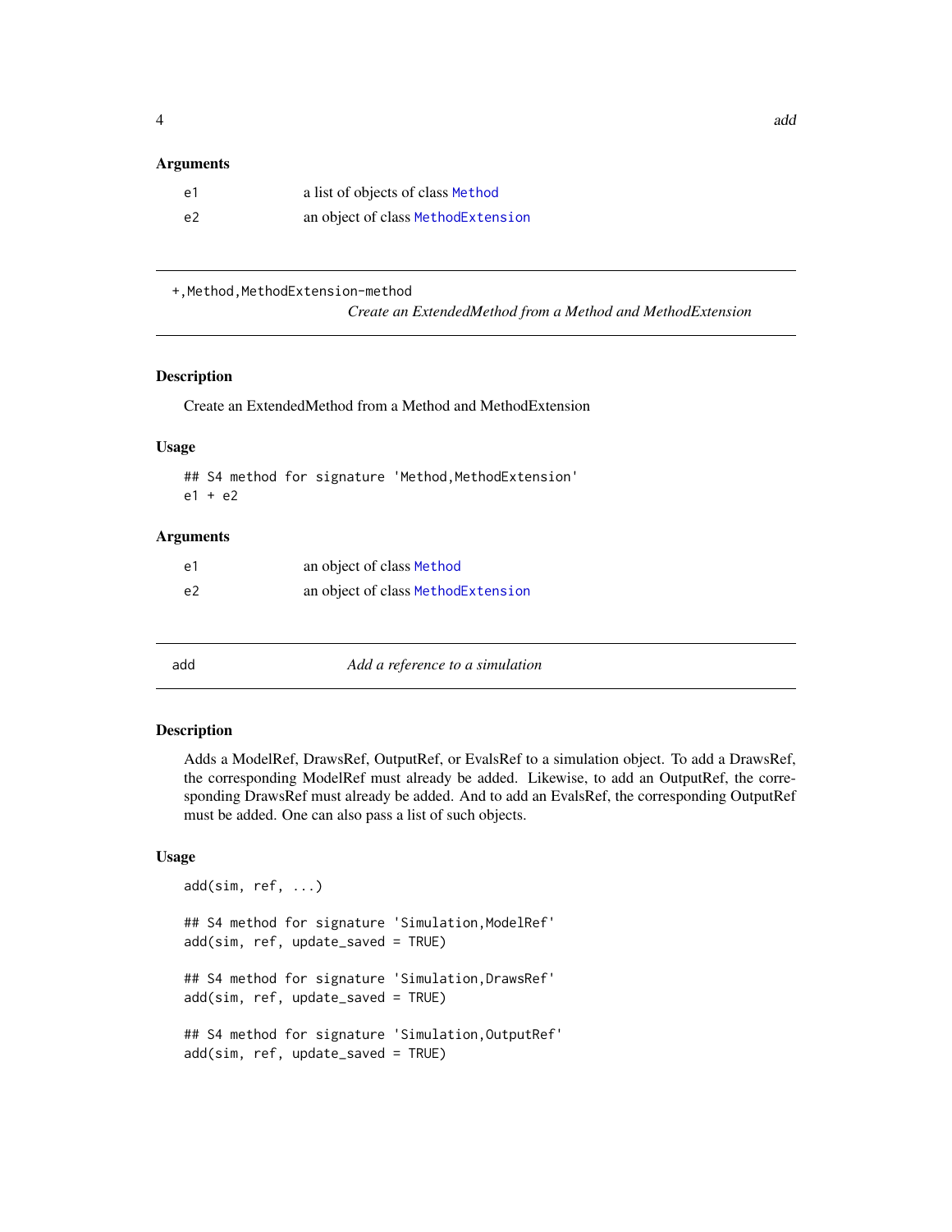### Arguments

| | |
|---|---|
| e1 | a list of objects of class Method |
| e2 | an object of class MethodExtension |

---

## +,Method,MethodExtension-method

*Create an ExtendedMethod from a Method and MethodExtension*

### Description

Create an ExtendedMethod from a Method and MethodExtension

### Usage

```
## S4 method for signature 'Method,MethodExtension'
e1 + e2
```

### Arguments

| | |
|---|---|
| e1 | an object of class Method |
| e2 | an object of class MethodExtension |

---

## add

*Add a reference to a simulation*

### Description

Adds a ModelRef, DrawsRef, OutputRef, or EvalsRef to a simulation object. To add a DrawsRef, the corresponding ModelRef must already be added. Likewise, to add an OutputRef, the corresponding DrawsRef must already be added. And to add an EvalsRef, the corresponding OutputRef must be added. One can also pass a list of such objects.

### Usage

```
add(sim, ref, ...)

## S4 method for signature 'Simulation,ModelRef'
add(sim, ref, update_saved = TRUE)

## S4 method for signature 'Simulation,DrawsRef'
add(sim, ref, update_saved = TRUE)

## S4 method for signature 'Simulation,OutputRef'
add(sim, ref, update_saved = TRUE)
```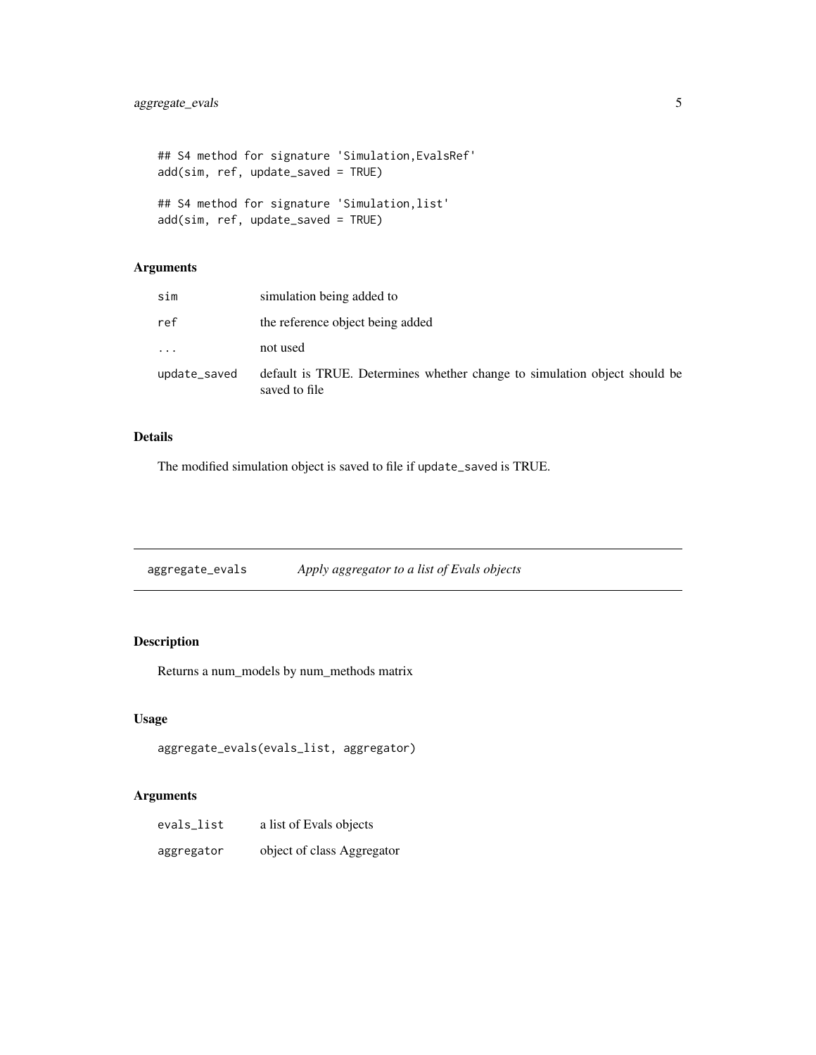```
## S4 method for signature 'Simulation,EvalsRef'
add(sim, ref, update_saved = TRUE)

## S4 method for signature 'Simulation,list'
add(sim, ref, update_saved = TRUE)
```

### Arguments

| | |
|---|---|
| sim | simulation being added to |
| ref | the reference object being added |
| ... | not used |
| update_saved | default is TRUE. Determines whether change to simulation object should be saved to file |

### Details

The modified simulation object is saved to file if `update_saved` is TRUE.

---

## aggregate_evals — *Apply aggregator to a list of Evals objects*

---

### Description

Returns a num_models by num_methods matrix

### Usage

```
aggregate_evals(evals_list, aggregator)
```

### Arguments

| | |
|---|---|
| evals_list | a list of Evals objects |
| aggregator | object of class Aggregator |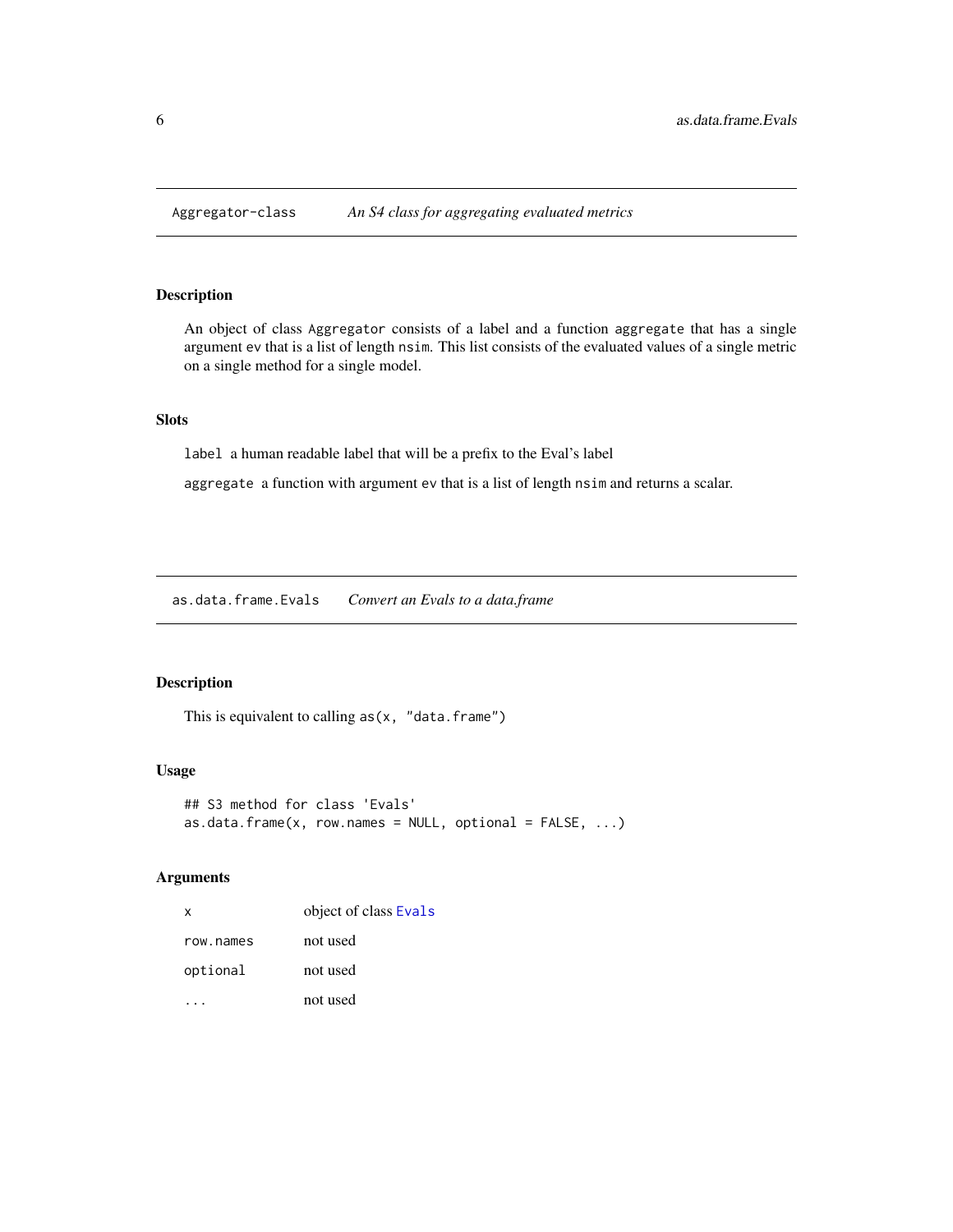## Aggregator-class *An S4 class for aggregating evaluated metrics*

### Description

An object of class `Aggregator` consists of a label and a function `aggregate` that has a single argument `ev` that is a list of length `nsim`. This list consists of the evaluated values of a single metric on a single method for a single model.

### Slots

`label` a human readable label that will be a prefix to the Eval's label

`aggregate` a function with argument `ev` that is a list of length `nsim` and returns a scalar.

## as.data.frame.Evals *Convert an Evals to a data.frame*

### Description

This is equivalent to calling `as(x, "data.frame")`

### Usage

```
## S3 method for class 'Evals'
as.data.frame(x, row.names = NULL, optional = FALSE, ...)
```

### Arguments

| | |
|---|---|
| `x` | object of class `Evals` |
| `row.names` | not used |
| `optional` | not used |
| `...` | not used |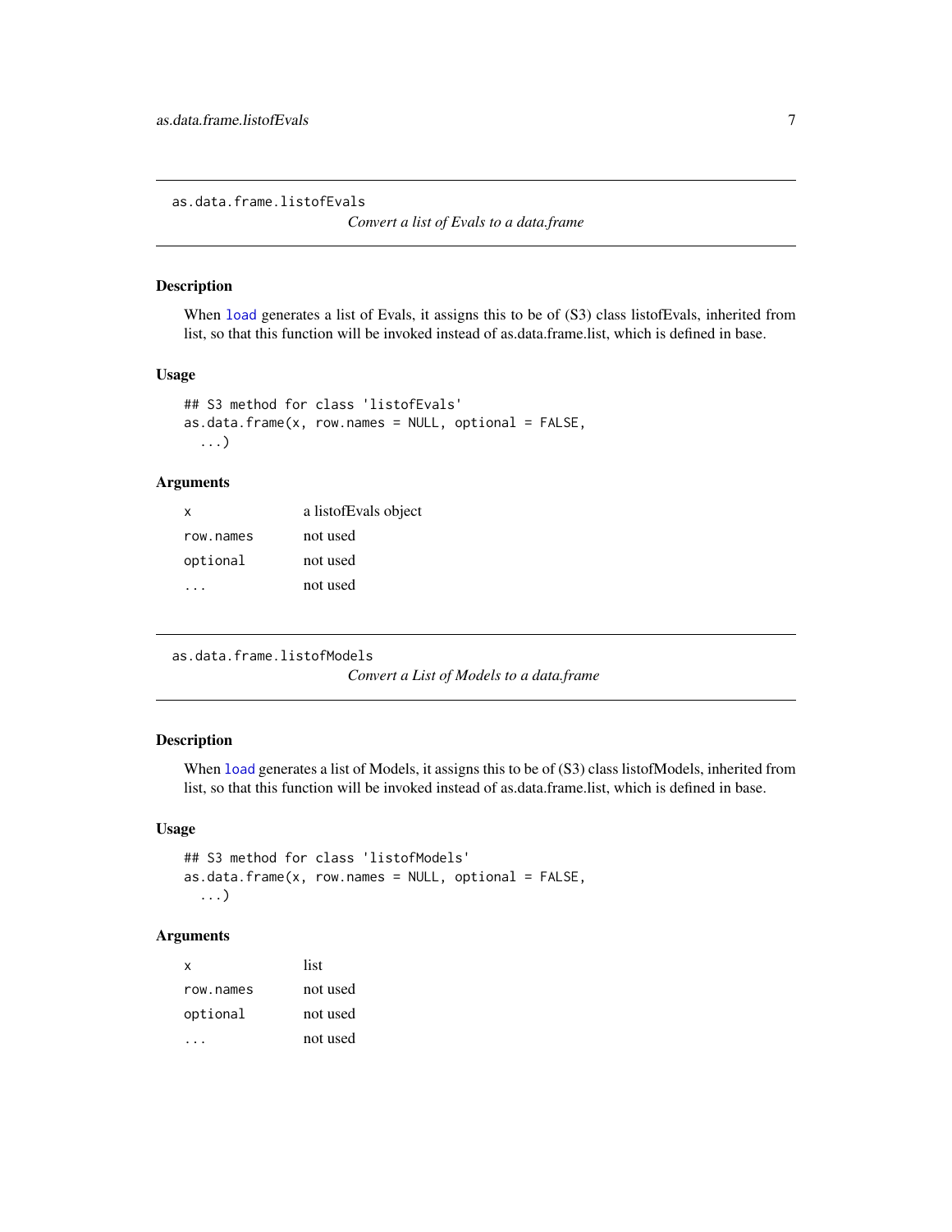## as.data.frame.listofEvals

*Convert a list of Evals to a data.frame*

### Description

When `load` generates a list of Evals, it assigns this to be of (S3) class listofEvals, inherited from list, so that this function will be invoked instead of as.data.frame.list, which is defined in base.

### Usage

```
## S3 method for class 'listofEvals'
as.data.frame(x, row.names = NULL, optional = FALSE,
  ...)
```

### Arguments

| | |
|---|---|
| `x` | a listofEvals object |
| `row.names` | not used |
| `optional` | not used |
| `...` | not used |

## as.data.frame.listofModels

*Convert a List of Models to a data.frame*

### Description

When `load` generates a list of Models, it assigns this to be of (S3) class listofModels, inherited from list, so that this function will be invoked instead of as.data.frame.list, which is defined in base.

### Usage

```
## S3 method for class 'listofModels'
as.data.frame(x, row.names = NULL, optional = FALSE,
  ...)
```

### Arguments

| | |
|---|---|
| `x` | list |
| `row.names` | not used |
| `optional` | not used |
| `...` | not used |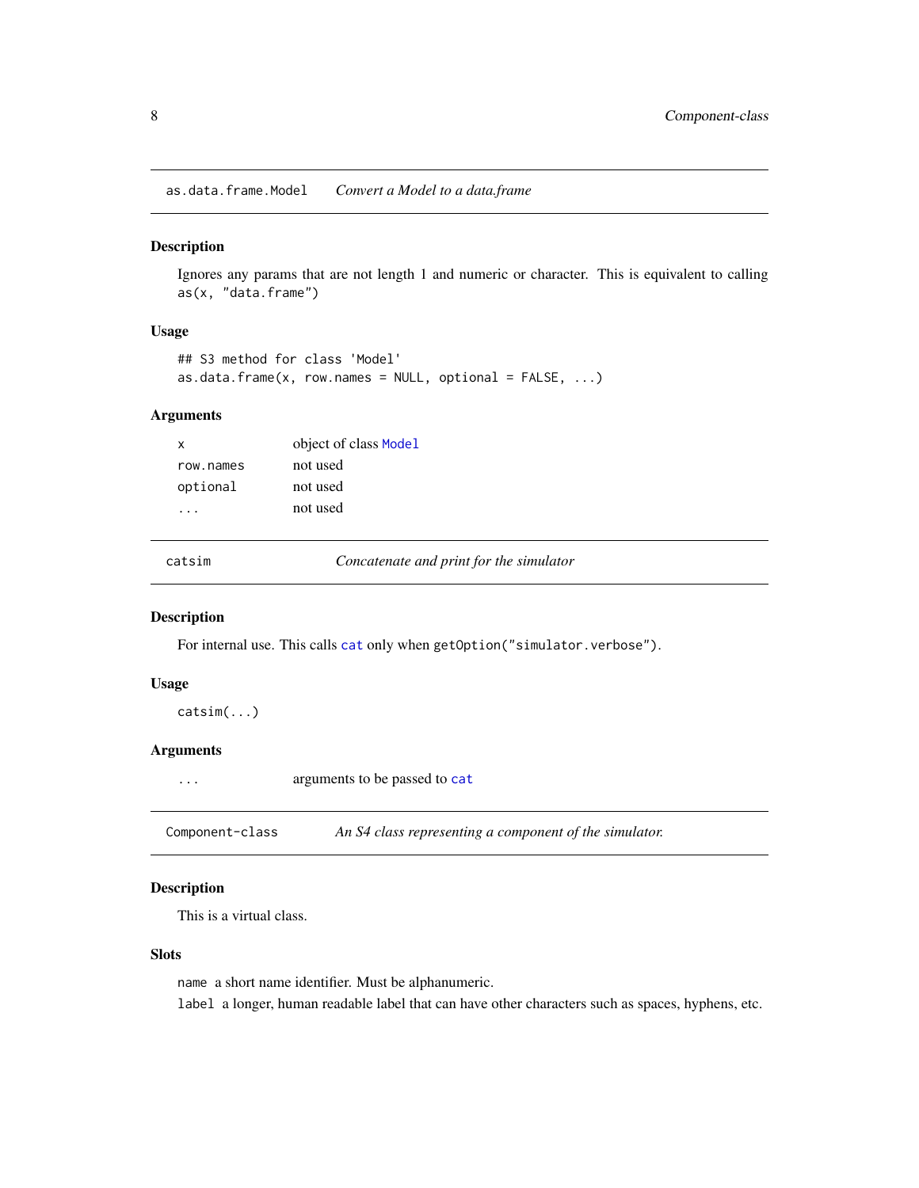## as.data.frame.Model — *Convert a Model to a data.frame*

### Description

Ignores any params that are not length 1 and numeric or character. This is equivalent to calling `as(x, "data.frame")`

### Usage

```
## S3 method for class 'Model'
as.data.frame(x, row.names = NULL, optional = FALSE, ...)
```

### Arguments

| | |
|---|---|
| `x` | object of class `Model` |
| `row.names` | not used |
| `optional` | not used |
| `...` | not used |

## catsim — *Concatenate and print for the simulator*

### Description

For internal use. This calls `cat` only when `getOption("simulator.verbose")`.

### Usage

```
catsim(...)
```

### Arguments

| | |
|---|---|
| `...` | arguments to be passed to `cat` |

## Component-class — *An S4 class representing a component of the simulator.*

### Description

This is a virtual class.

### Slots

`name` a short name identifier. Must be alphanumeric.

`label` a longer, human readable label that can have other characters such as spaces, hyphens, etc.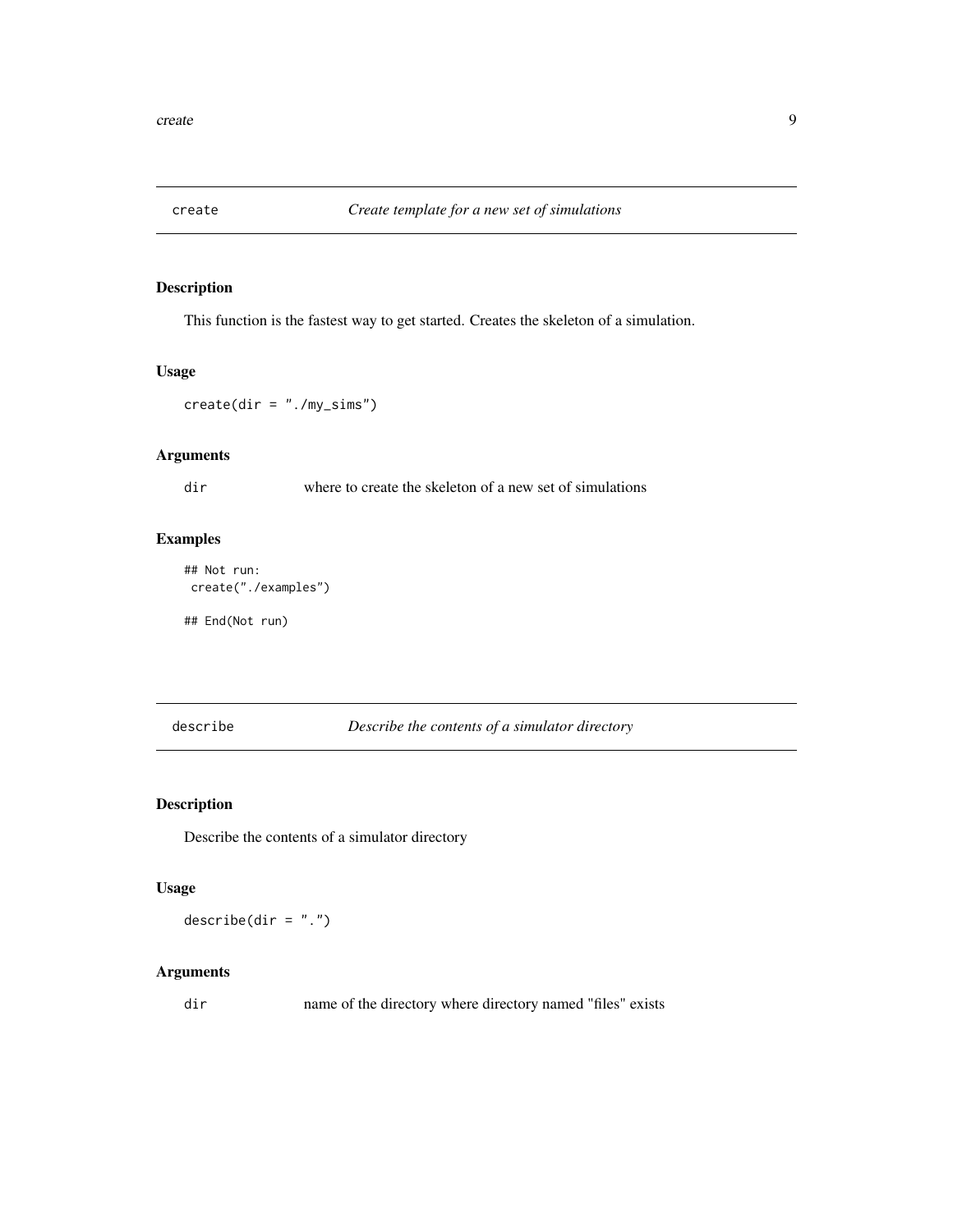## create    *Create template for a new set of simulations*

### Description

This function is the fastest way to get started. Creates the skeleton of a simulation.

### Usage

```
create(dir = "./my_sims")
```

### Arguments

| | |
|---|---|
| dir | where to create the skeleton of a new set of simulations |

### Examples

```
## Not run:
 create("./examples")

## End(Not run)
```

## describe    *Describe the contents of a simulator directory*

### Description

Describe the contents of a simulator directory

### Usage

```
describe(dir = ".")
```

### Arguments

| | |
|---|---|
| dir | name of the directory where directory named "files" exists |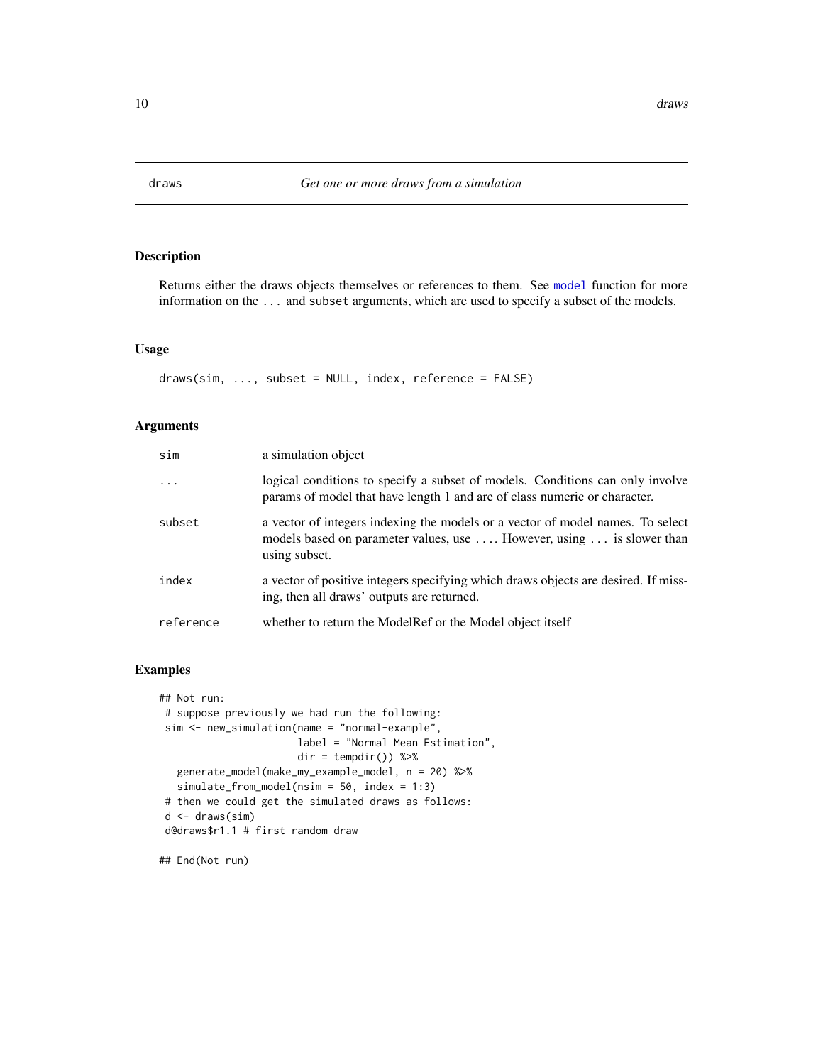# draws — *Get one or more draws from a simulation*

## Description

Returns either the draws objects themselves or references to them. See model function for more information on the ... and subset arguments, which are used to specify a subset of the models.

## Usage

```
draws(sim, ..., subset = NULL, index, reference = FALSE)
```

## Arguments

| | |
|---|---|
| sim | a simulation object |
| ... | logical conditions to specify a subset of models. Conditions can only involve params of model that have length 1 and are of class numeric or character. |
| subset | a vector of integers indexing the models or a vector of model names. To select models based on parameter values, use .... However, using ... is slower than using subset. |
| index | a vector of positive integers specifying which draws objects are desired. If missing, then all draws' outputs are returned. |
| reference | whether to return the ModelRef or the Model object itself |

## Examples

```
## Not run:
 # suppose previously we had run the following:
 sim <- new_simulation(name = "normal-example",
                       label = "Normal Mean Estimation",
                       dir = tempdir()) %>%
   generate_model(make_my_example_model, n = 20) %>%
   simulate_from_model(nsim = 50, index = 1:3)
 # then we could get the simulated draws as follows:
 d <- draws(sim)
 d@draws$r1.1 # first random draw

## End(Not run)
```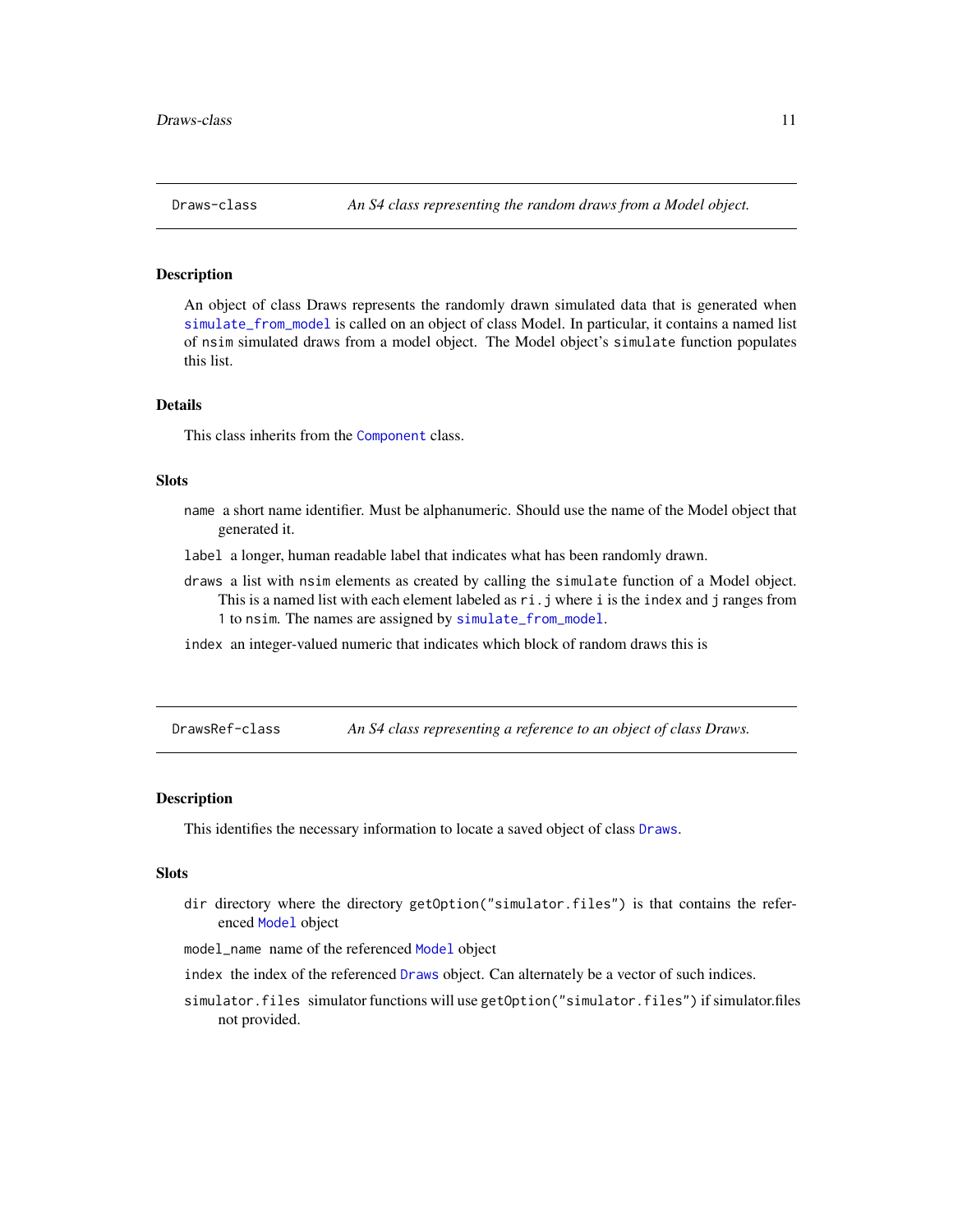## Draws-class

*An S4 class representing the random draws from a Model object.*

### Description

An object of class Draws represents the randomly drawn simulated data that is generated when `simulate_from_model` is called on an object of class Model. In particular, it contains a named list of `nsim` simulated draws from a model object. The Model object's `simulate` function populates this list.

### Details

This class inherits from the `Component` class.

### Slots

`name` a short name identifier. Must be alphanumeric. Should use the name of the Model object that generated it.

`label` a longer, human readable label that indicates what has been randomly drawn.

`draws` a list with `nsim` elements as created by calling the `simulate` function of a Model object. This is a named list with each element labeled as `ri.j` where `i` is the `index` and `j` ranges from 1 to `nsim`. The names are assigned by `simulate_from_model`.

`index` an integer-valued numeric that indicates which block of random draws this is

## DrawsRef-class

*An S4 class representing a reference to an object of class Draws.*

### Description

This identifies the necessary information to locate a saved object of class `Draws`.

### Slots

`dir` directory where the directory `getOption("simulator.files")` is that contains the referenced `Model` object

`model_name` name of the referenced `Model` object

`index` the index of the referenced `Draws` object. Can alternately be a vector of such indices.

`simulator.files` simulator functions will use `getOption("simulator.files")` if simulator.files not provided.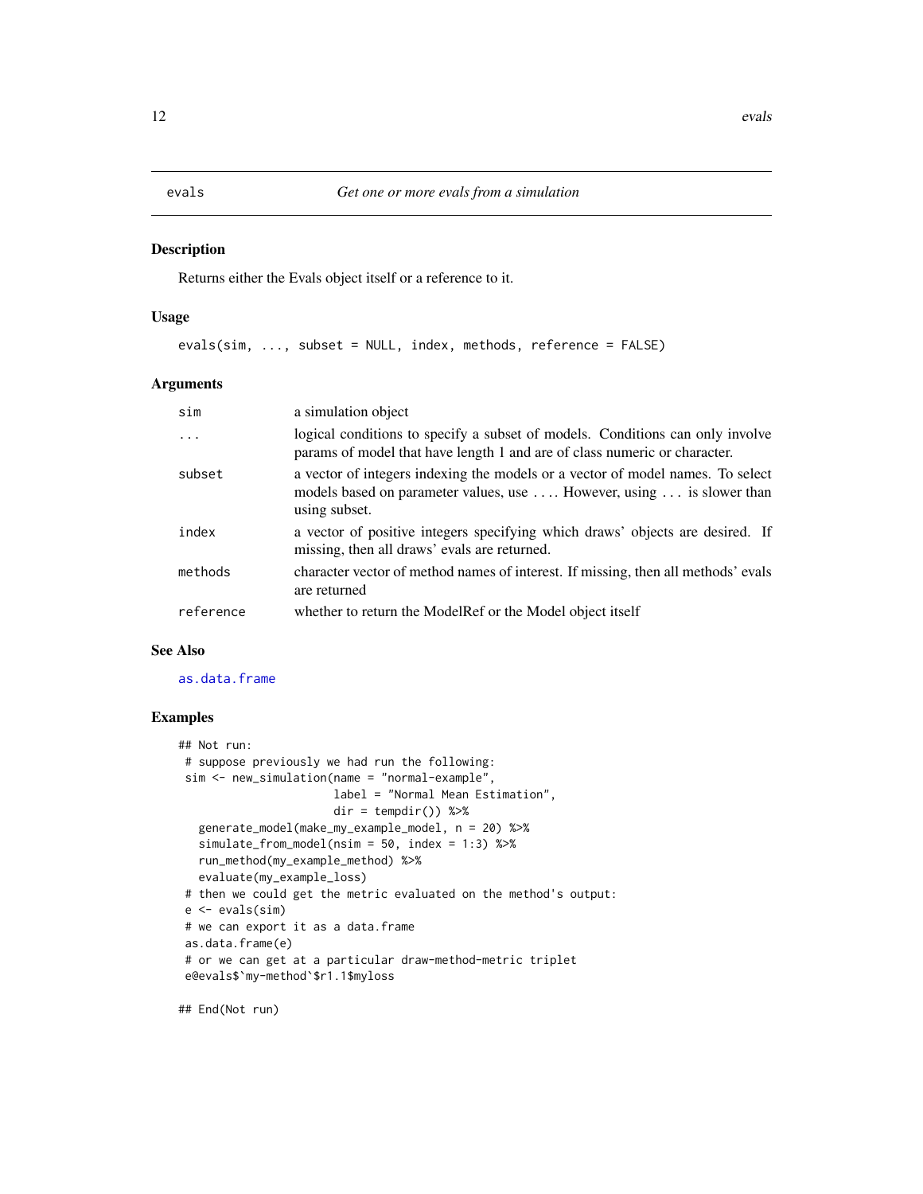# evals — *Get one or more evals from a simulation*

## Description

Returns either the Evals object itself or a reference to it.

## Usage

```
evals(sim, ..., subset = NULL, index, methods, reference = FALSE)
```

## Arguments

| | |
|---|---|
| sim | a simulation object |
| ... | logical conditions to specify a subset of models. Conditions can only involve params of model that have length 1 and are of class numeric or character. |
| subset | a vector of integers indexing the models or a vector of model names. To select models based on parameter values, use .... However, using ... is slower than using subset. |
| index | a vector of positive integers specifying which draws' objects are desired. If missing, then all draws' evals are returned. |
| methods | character vector of method names of interest. If missing, then all methods' evals are returned |
| reference | whether to return the ModelRef or the Model object itself |

## See Also

as.data.frame

## Examples

```
## Not run:
 # suppose previously we had run the following:
 sim <- new_simulation(name = "normal-example",
                       label = "Normal Mean Estimation",
                       dir = tempdir()) %>%
   generate_model(make_my_example_model, n = 20) %>%
   simulate_from_model(nsim = 50, index = 1:3) %>%
   run_method(my_example_method) %>%
   evaluate(my_example_loss)
 # then we could get the metric evaluated on the method's output:
 e <- evals(sim)
 # we can export it as a data.frame
 as.data.frame(e)
 # or we can get at a particular draw-method-metric triplet
 e@evals$`my-method`$r1.1$myloss

## End(Not run)
```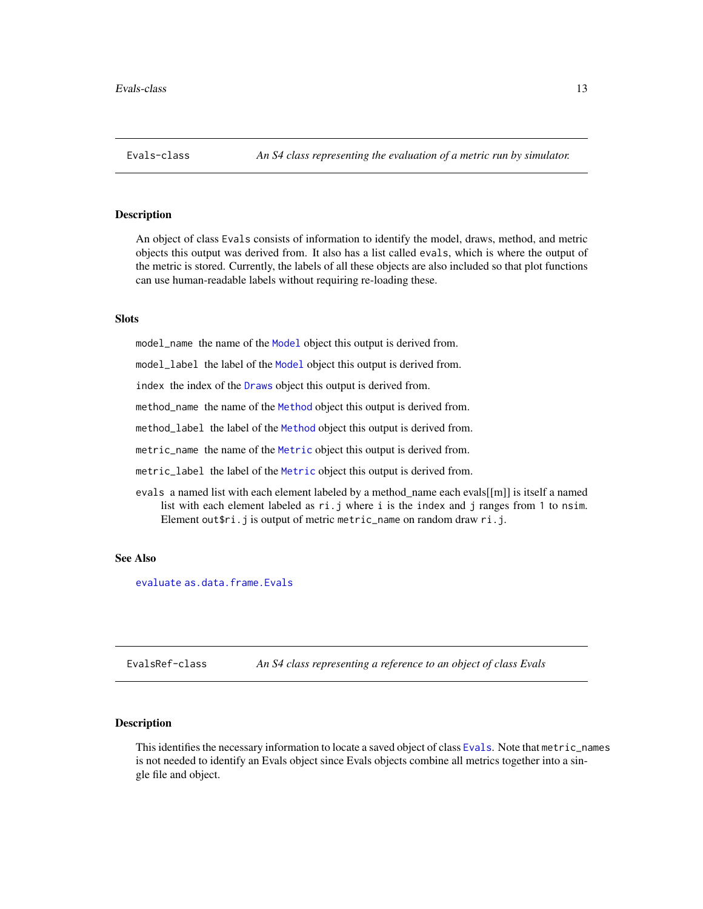## Evals-class — *An S4 class representing the evaluation of a metric run by simulator.*

### Description

An object of class `Evals` consists of information to identify the model, draws, method, and metric objects this output was derived from. It also has a list called `evals`, which is where the output of the metric is stored. Currently, the labels of all these objects are also included so that plot functions can use human-readable labels without requiring re-loading these.

### Slots

- `model_name` the name of the `Model` object this output is derived from.
- `model_label` the label of the `Model` object this output is derived from.
- `index` the index of the `Draws` object this output is derived from.
- `method_name` the name of the `Method` object this output is derived from.
- `method_label` the label of the `Method` object this output is derived from.
- `metric_name` the name of the `Metric` object this output is derived from.
- `metric_label` the label of the `Metric` object this output is derived from.
- `evals` a named list with each element labeled by a method_name each evals[[m]] is itself a named list with each element labeled as `ri.j` where `i` is the `index` and `j` ranges from `1` to `nsim`. Element `out$ri.j` is output of metric `metric_name` on random draw `ri.j`.

### See Also

`evaluate` `as.data.frame.Evals`

## EvalsRef-class — *An S4 class representing a reference to an object of class Evals*

### Description

This identifies the necessary information to locate a saved object of class `Evals`. Note that `metric_names` is not needed to identify an Evals object since Evals objects combine all metrics together into a single file and object.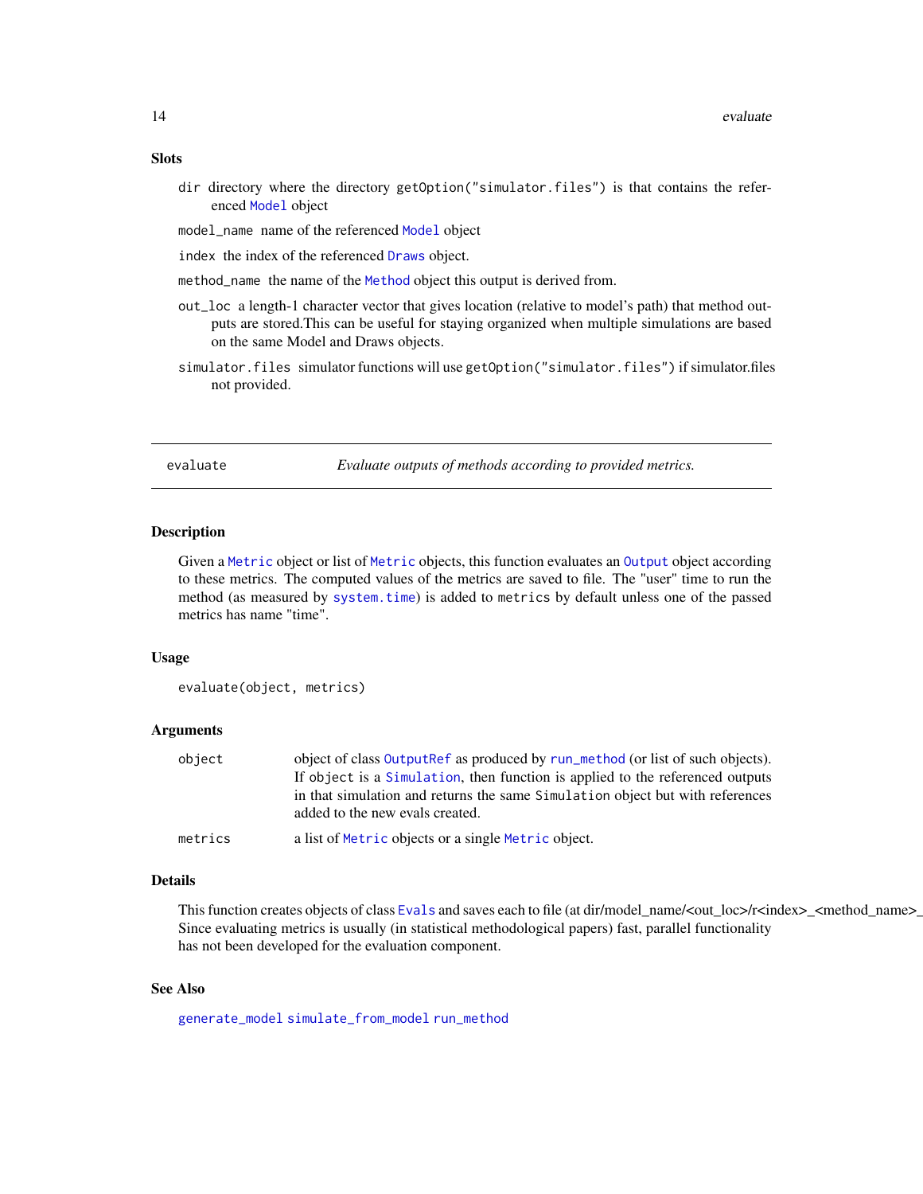### Slots

- `dir` directory where the directory `getOption("simulator.files")` is that contains the referenced `Model` object
- `model_name` name of the referenced `Model` object
- `index` the index of the referenced `Draws` object.
- `method_name` the name of the `Method` object this output is derived from.
- `out_loc` a length-1 character vector that gives location (relative to model's path) that method outputs are stored.This can be useful for staying organized when multiple simulations are based on the same Model and Draws objects.
- `simulator.files` simulator functions will use `getOption("simulator.files")` if simulator.files not provided.

---

## evaluate — *Evaluate outputs of methods according to provided metrics.*

### Description

Given a `Metric` object or list of `Metric` objects, this function evaluates an `Output` object according to these metrics. The computed values of the metrics are saved to file. The "user" time to run the method (as measured by `system.time`) is added to `metrics` by default unless one of the passed metrics has name "time".

### Usage

```
evaluate(object, metrics)
```

### Arguments

| | |
|---|---|
| `object` | object of class `OutputRef` as produced by `run_method` (or list of such objects). If `object` is a `Simulation`, then function is applied to the referenced outputs in that simulation and returns the same `Simulation` object but with references added to the new evals created. |
| `metrics` | a list of `Metric` objects or a single `Metric` object. |

### Details

This function creates objects of class `Evals` and saves each to file (at dir/model_name/<out_loc>/r<index>_<method_name>_
Since evaluating metrics is usually (in statistical methodological papers) fast, parallel functionality has not been developed for the evaluation component.

### See Also

`generate_model` `simulate_from_model` `run_method`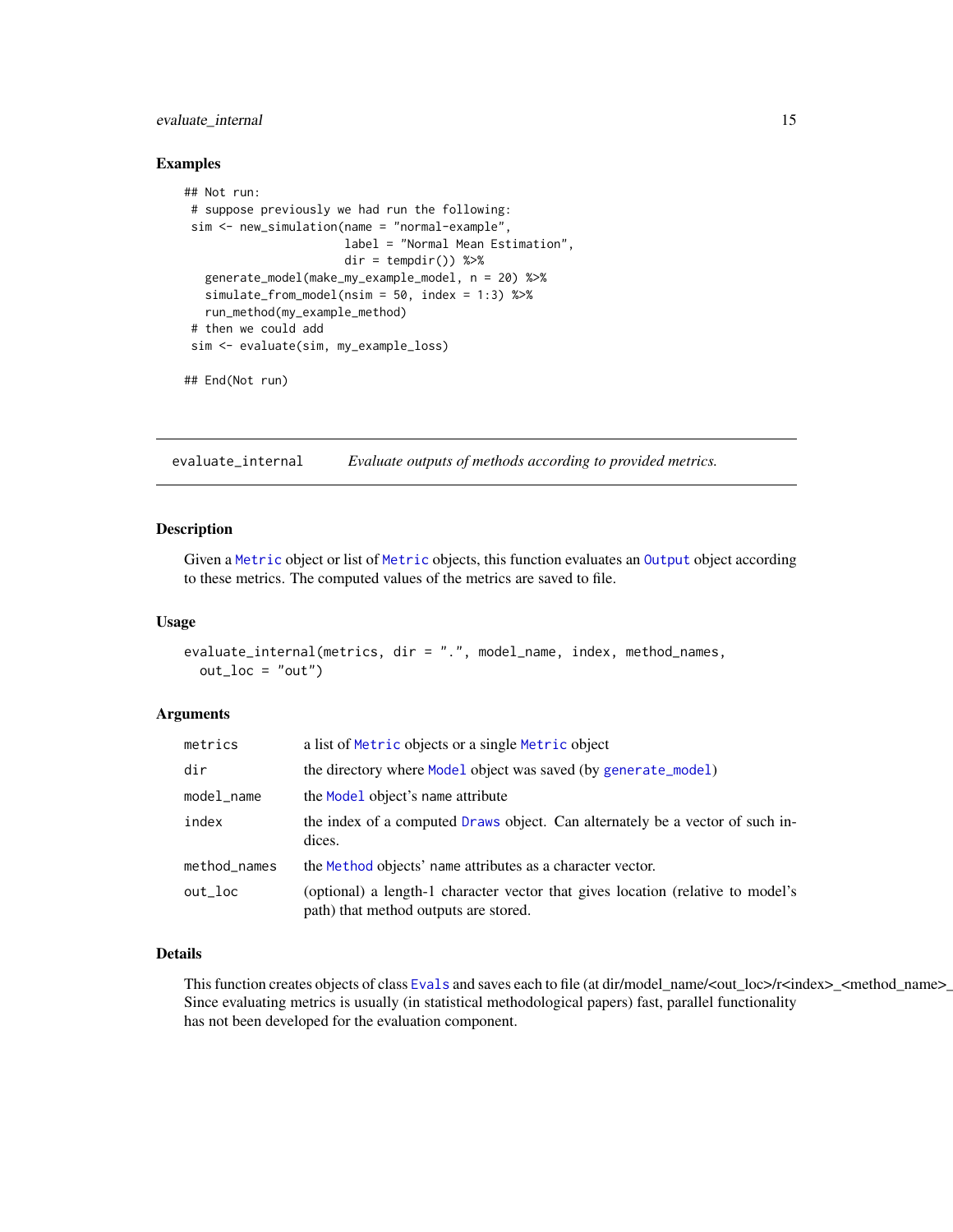### Examples

```
## Not run:
 # suppose previously we had run the following:
 sim <- new_simulation(name = "normal-example",
                       label = "Normal Mean Estimation",
                       dir = tempdir()) %>%
   generate_model(make_my_example_model, n = 20) %>%
   simulate_from_model(nsim = 50, index = 1:3) %>%
   run_method(my_example_method)
 # then we could add
 sim <- evaluate(sim, my_example_loss)

## End(Not run)
```

---

## evaluate_internal &nbsp;&nbsp;&nbsp; *Evaluate outputs of methods according to provided metrics.*

---

### Description

Given a Metric object or list of Metric objects, this function evaluates an Output object according to these metrics. The computed values of the metrics are saved to file.

### Usage

```
evaluate_internal(metrics, dir = ".", model_name, index, method_names,
  out_loc = "out")
```

### Arguments

| | |
|---|---|
| metrics | a list of Metric objects or a single Metric object |
| dir | the directory where Model object was saved (by generate_model) |
| model_name | the Model object's name attribute |
| index | the index of a computed Draws object. Can alternately be a vector of such indices. |
| method_names | the Method objects' name attributes as a character vector. |
| out_loc | (optional) a length-1 character vector that gives location (relative to model's path) that method outputs are stored. |

### Details

This function creates objects of class Evals and saves each to file (at dir/model_name/<out_loc>/r<index>_<method_name>_
Since evaluating metrics is usually (in statistical methodological papers) fast, parallel functionality has not been developed for the evaluation component.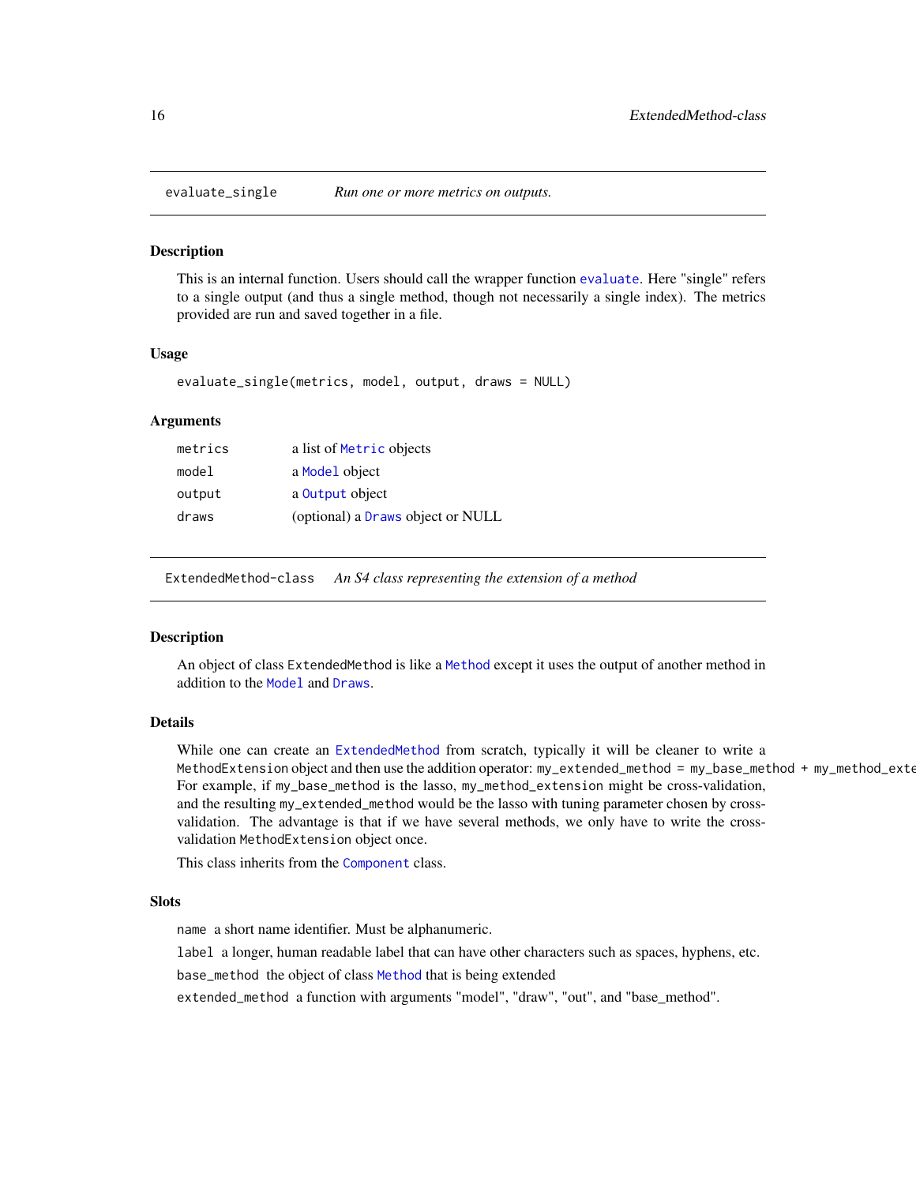## evaluate_single — *Run one or more metrics on outputs.*

### Description

This is an internal function. Users should call the wrapper function `evaluate`. Here "single" refers to a single output (and thus a single method, though not necessarily a single index). The metrics provided are run and saved together in a file.

### Usage

```
evaluate_single(metrics, model, output, draws = NULL)
```

### Arguments

| | |
|---|---|
| `metrics` | a list of `Metric` objects |
| `model` | a `Model` object |
| `output` | a `Output` object |
| `draws` | (optional) a `Draws` object or NULL |

## ExtendedMethod-class — *An S4 class representing the extension of a method*

### Description

An object of class `ExtendedMethod` is like a `Method` except it uses the output of another method in addition to the `Model` and `Draws`.

### Details

While one can create an `ExtendedMethod` from scratch, typically it will be cleaner to write a `MethodExtension` object and then use the addition operator: `my_extended_method = my_base_method + my_method_exte` For example, if `my_base_method` is the lasso, `my_method_extension` might be cross-validation, and the resulting `my_extended_method` would be the lasso with tuning parameter chosen by cross-validation. The advantage is that if we have several methods, we only have to write the cross-validation `MethodExtension` object once.

This class inherits from the `Component` class.

### Slots

`name` a short name identifier. Must be alphanumeric.

`label` a longer, human readable label that can have other characters such as spaces, hyphens, etc.

`base_method` the object of class `Method` that is being extended

`extended_method` a function with arguments "model", "draw", "out", and "base_method".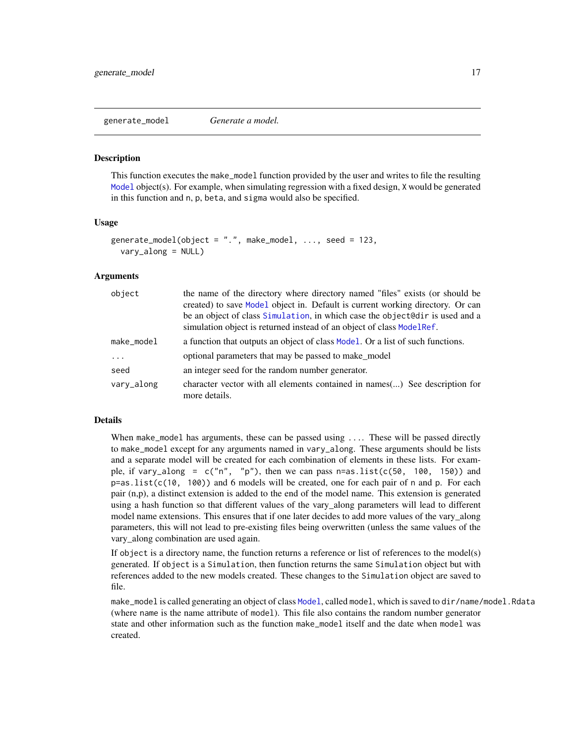## generate_model — *Generate a model.*

### Description

This function executes the `make_model` function provided by the user and writes to file the resulting `Model` object(s). For example, when simulating regression with a fixed design, `X` would be generated in this function and `n`, `p`, `beta`, and `sigma` would also be specified.

### Usage

```
generate_model(object = ".", make_model, ..., seed = 123,
  vary_along = NULL)
```

### Arguments

| | |
|---|---|
| `object` | the name of the directory where directory named "files" exists (or should be created) to save `Model` object in. Default is current working directory. Or can be an object of class `Simulation`, in which case the `object@dir` is used and a simulation object is returned instead of an object of class `ModelRef`. |
| `make_model` | a function that outputs an object of class `Model`. Or a list of such functions. |
| `...` | optional parameters that may be passed to make_model |
| `seed` | an integer seed for the random number generator. |
| `vary_along` | character vector with all elements contained in names(...) See description for more details. |

### Details

When `make_model` has arguments, these can be passed using `...`. These will be passed directly to `make_model` except for any arguments named in `vary_along`. These arguments should be lists and a separate model will be created for each combination of elements in these lists. For example, if `vary_along = c("n", "p")`, then we can pass `n=as.list(c(50, 100, 150))` and `p=as.list(c(10, 100))` and 6 models will be created, one for each pair of `n` and `p`. For each pair (n,p), a distinct extension is added to the end of the model name. This extension is generated using a hash function so that different values of the vary_along parameters will lead to different model name extensions. This ensures that if one later decides to add more values of the vary_along parameters, this will not lead to pre-existing files being overwritten (unless the same values of the vary_along combination are used again.

If `object` is a directory name, the function returns a reference or list of references to the model(s) generated. If `object` is a `Simulation`, then function returns the same `Simulation` object but with references added to the new models created. These changes to the `Simulation` object are saved to file.

`make_model` is called generating an object of class `Model`, called `model`, which is saved to `dir/name/model.Rdata` (where `name` is the name attribute of `model`). This file also contains the random number generator state and other information such as the function `make_model` itself and the date when `model` was created.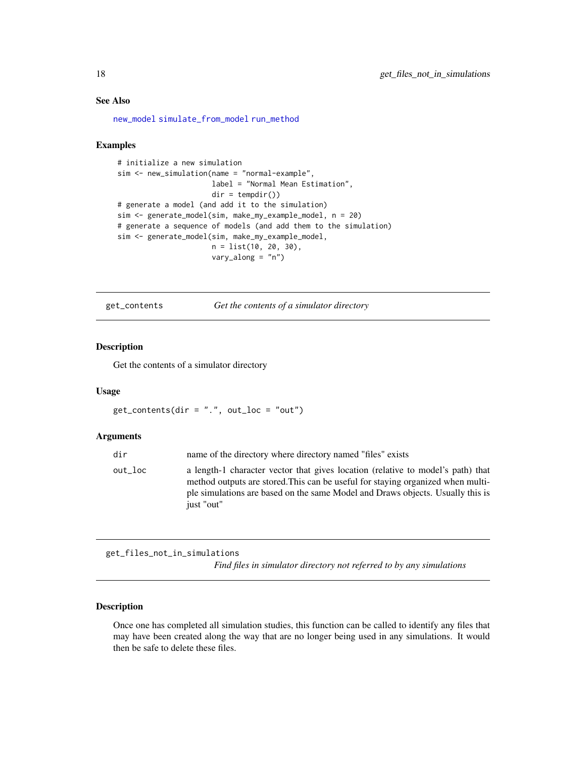### See Also

new_model simulate_from_model run_method

### Examples

```
# initialize a new simulation
sim <- new_simulation(name = "normal-example",
                      label = "Normal Mean Estimation",
                      dir = tempdir())
# generate a model (and add it to the simulation)
sim <- generate_model(sim, make_my_example_model, n = 20)
# generate a sequence of models (and add them to the simulation)
sim <- generate_model(sim, make_my_example_model,
                      n = list(10, 20, 30),
                      vary_along = "n")
```

## get_contents — *Get the contents of a simulator directory*

### Description

Get the contents of a simulator directory

### Usage

```
get_contents(dir = ".", out_loc = "out")
```

### Arguments

| | |
|---|---|
| dir | name of the directory where directory named "files" exists |
| out_loc | a length-1 character vector that gives location (relative to model's path) that method outputs are stored.This can be useful for staying organized when multiple simulations are based on the same Model and Draws objects. Usually this is just "out" |

## get_files_not_in_simulations — *Find files in simulator directory not referred to by any simulations*

### Description

Once one has completed all simulation studies, this function can be called to identify any files that may have been created along the way that are no longer being used in any simulations. It would then be safe to delete these files.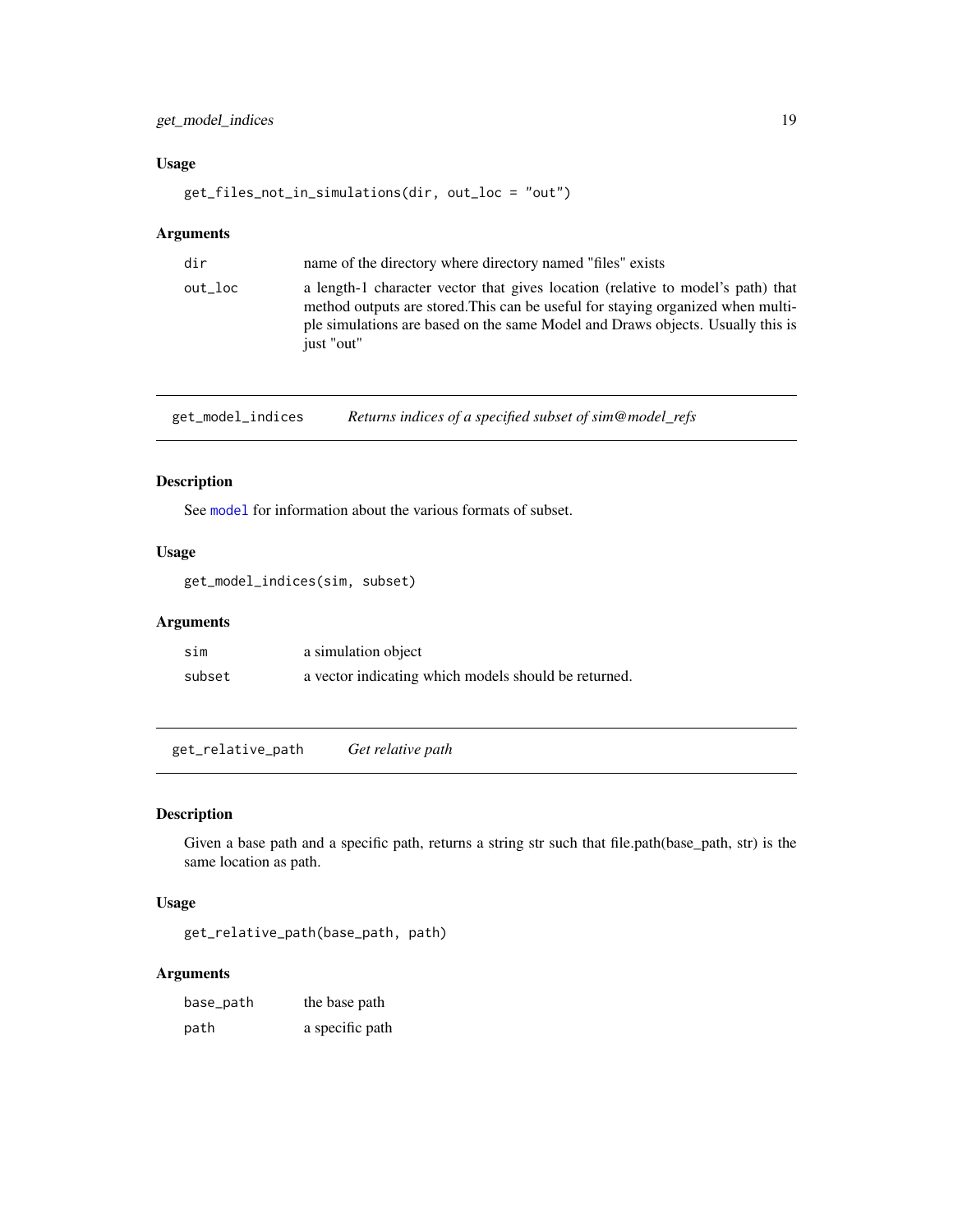### Usage

```
get_files_not_in_simulations(dir, out_loc = "out")
```

### Arguments

| | |
|---|---|
| dir | name of the directory where directory named "files" exists |
| out_loc | a length-1 character vector that gives location (relative to model's path) that method outputs are stored.This can be useful for staying organized when multiple simulations are based on the same Model and Draws objects. Usually this is just "out" |

## get_model_indices — *Returns indices of a specified subset of sim@model_refs*

### Description

See model for information about the various formats of subset.

### Usage

```
get_model_indices(sim, subset)
```

### Arguments

| | |
|---|---|
| sim | a simulation object |
| subset | a vector indicating which models should be returned. |

## get_relative_path — *Get relative path*

### Description

Given a base path and a specific path, returns a string str such that file.path(base_path, str) is the same location as path.

### Usage

```
get_relative_path(base_path, path)
```

### Arguments

| | |
|---|---|
| base_path | the base path |
| path | a specific path |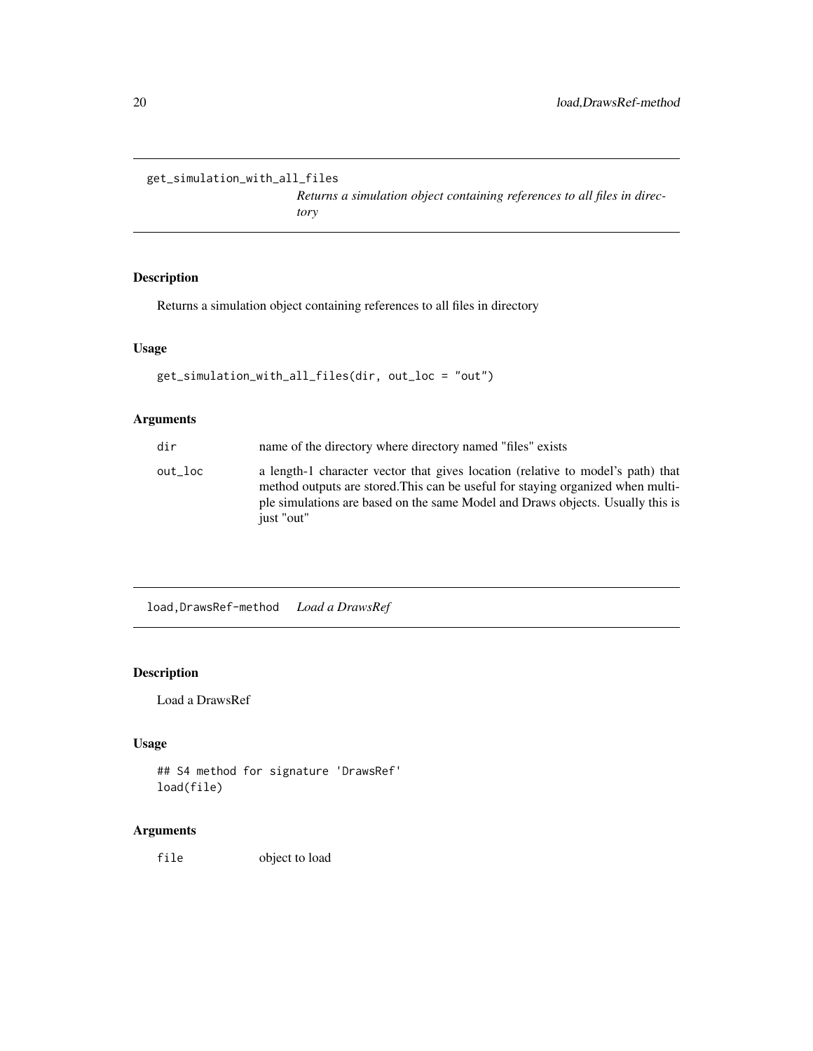## get_simulation_with_all_files

*Returns a simulation object containing references to all files in directory*

### Description

Returns a simulation object containing references to all files in directory

### Usage

```
get_simulation_with_all_files(dir, out_loc = "out")
```

### Arguments

| | |
|---|---|
| dir | name of the directory where directory named "files" exists |
| out_loc | a length-1 character vector that gives location (relative to model's path) that method outputs are stored.This can be useful for staying organized when multiple simulations are based on the same Model and Draws objects. Usually this is just "out" |

## load,DrawsRef-method

*Load a DrawsRef*

### Description

Load a DrawsRef

### Usage

```
## S4 method for signature 'DrawsRef'
load(file)
```

### Arguments

| | |
|---|---|
| file | object to load |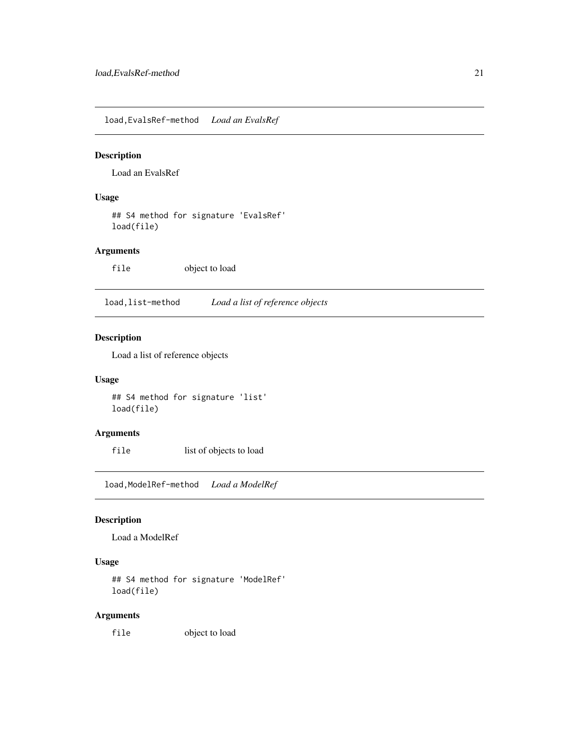## load,EvalsRef-method *Load an EvalsRef*

### Description

Load an EvalsRef

### Usage

```
## S4 method for signature 'EvalsRef'
load(file)
```

### Arguments

| | |
|---|---|
| file | object to load |

## load,list-method *Load a list of reference objects*

### Description

Load a list of reference objects

### Usage

```
## S4 method for signature 'list'
load(file)
```

### Arguments

| | |
|---|---|
| file | list of objects to load |

## load,ModelRef-method *Load a ModelRef*

### Description

Load a ModelRef

### Usage

```
## S4 method for signature 'ModelRef'
load(file)
```

### Arguments

| | |
|---|---|
| file | object to load |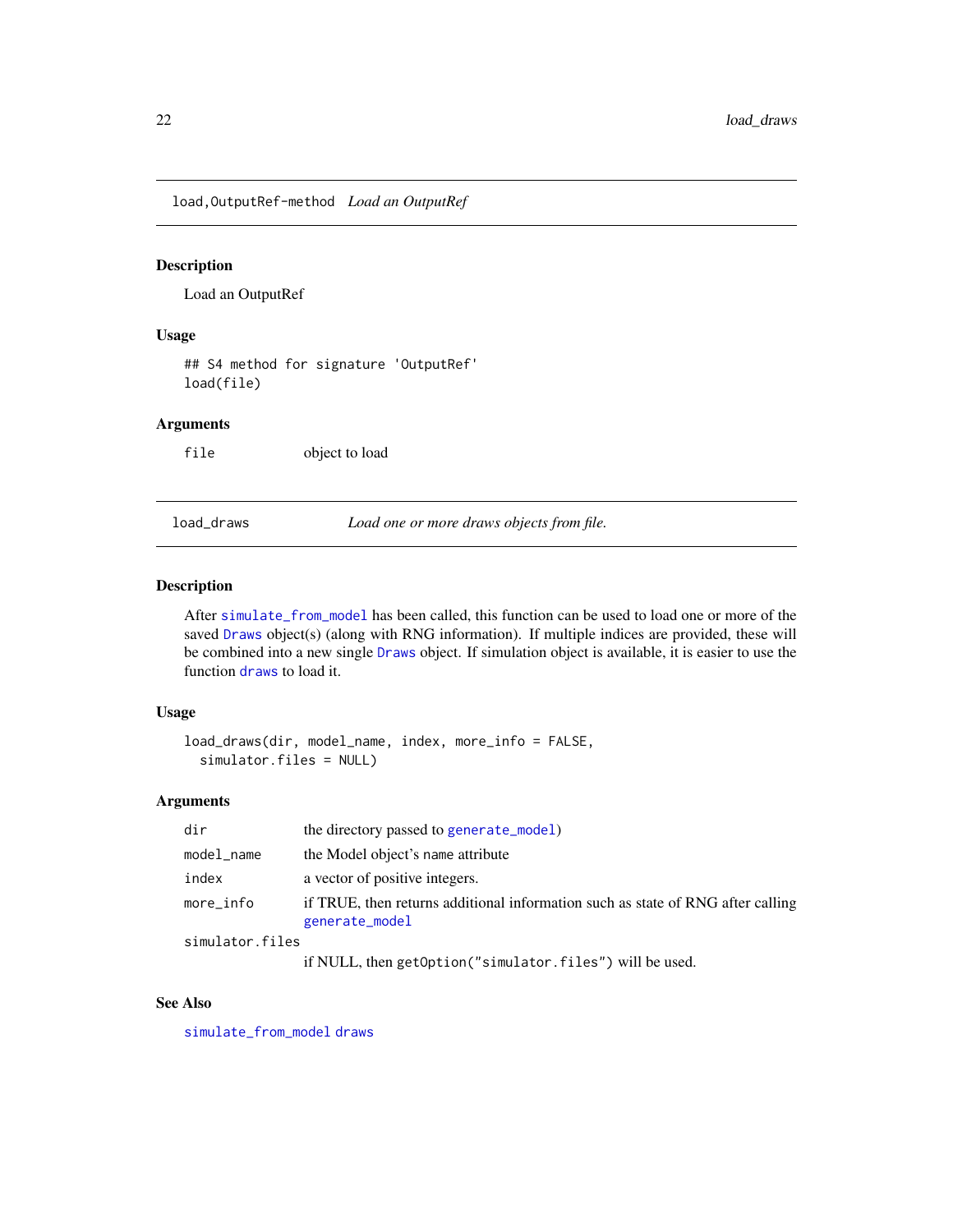## load,OutputRef-method *Load an OutputRef*

### Description

Load an OutputRef

### Usage

```
## S4 method for signature 'OutputRef'
load(file)
```

### Arguments

| | |
|---|---|
| `file` | object to load |

## load_draws *Load one or more draws objects from file.*

### Description

After simulate_from_model has been called, this function can be used to load one or more of the saved Draws object(s) (along with RNG information). If multiple indices are provided, these will be combined into a new single Draws object. If simulation object is available, it is easier to use the function draws to load it.

### Usage

```
load_draws(dir, model_name, index, more_info = FALSE,
  simulator.files = NULL)
```

### Arguments

| | |
|---|---|
| `dir` | the directory passed to generate_model) |
| `model_name` | the Model object's name attribute |
| `index` | a vector of positive integers. |
| `more_info` | if TRUE, then returns additional information such as state of RNG after calling generate_model |
| `simulator.files` | if NULL, then `getOption("simulator.files")` will be used. |

### See Also

simulate_from_model draws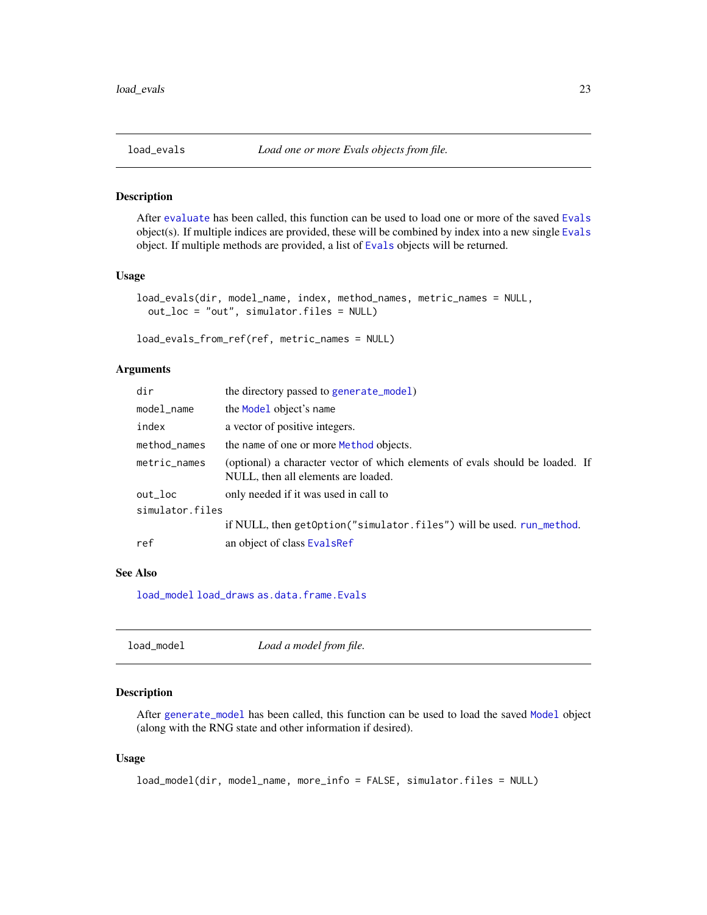## load_evals — *Load one or more Evals objects from file.*

### Description

After evaluate has been called, this function can be used to load one or more of the saved Evals object(s). If multiple indices are provided, these will be combined by index into a new single Evals object. If multiple methods are provided, a list of Evals objects will be returned.

### Usage

```
load_evals(dir, model_name, index, method_names, metric_names = NULL,
  out_loc = "out", simulator.files = NULL)

load_evals_from_ref(ref, metric_names = NULL)
```

### Arguments

| | |
|---|---|
| dir | the directory passed to generate_model) |
| model_name | the Model object's name |
| index | a vector of positive integers. |
| method_names | the name of one or more Method objects. |
| metric_names | (optional) a character vector of which elements of evals should be loaded. If NULL, then all elements are loaded. |
| out_loc | only needed if it was used in call to |
| simulator.files | if NULL, then getOption("simulator.files") will be used. run_method. |
| ref | an object of class EvalsRef |

### See Also

load_model load_draws as.data.frame.Evals

## load_model — *Load a model from file.*

### Description

After generate_model has been called, this function can be used to load the saved Model object (along with the RNG state and other information if desired).

### Usage

```
load_model(dir, model_name, more_info = FALSE, simulator.files = NULL)
```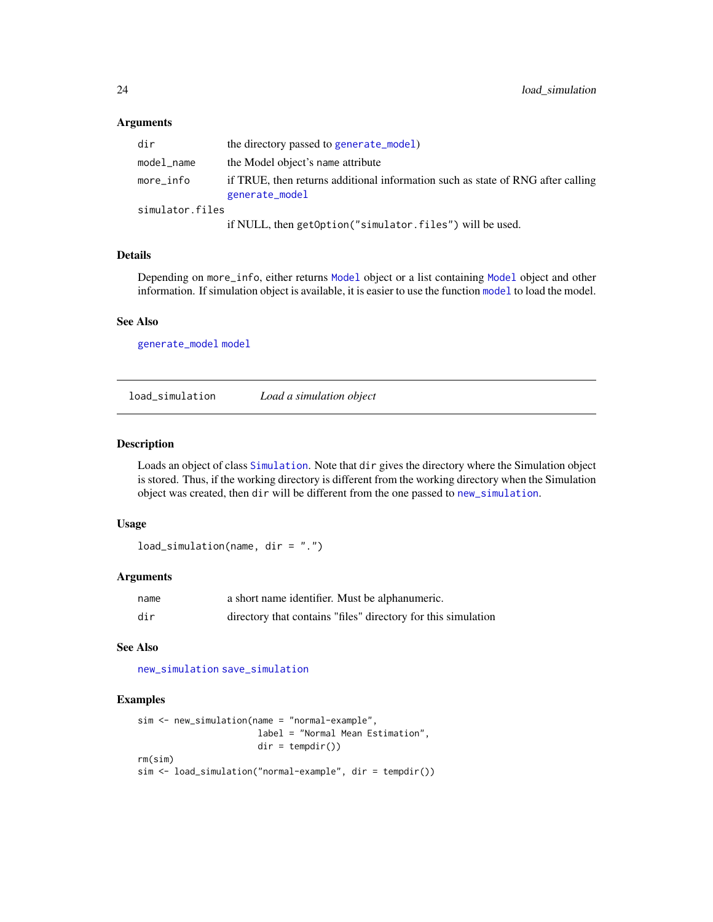### Arguments

| | |
|---|---|
| dir | the directory passed to generate_model) |
| model_name | the Model object's name attribute |
| more_info | if TRUE, then returns additional information such as state of RNG after calling generate_model |
| simulator.files | if NULL, then getOption("simulator.files") will be used. |

### Details

Depending on more_info, either returns Model object or a list containing Model object and other information. If simulation object is available, it is easier to use the function model to load the model.

### See Also

generate_model model

---

## load_simulation *Load a simulation object*

### Description

Loads an object of class Simulation. Note that dir gives the directory where the Simulation object is stored. Thus, if the working directory is different from the working directory when the Simulation object was created, then dir will be different from the one passed to new_simulation.

### Usage

```
load_simulation(name, dir = ".")
```

### Arguments

| | |
|---|---|
| name | a short name identifier. Must be alphanumeric. |
| dir | directory that contains "files" directory for this simulation |

### See Also

new_simulation save_simulation

### Examples

```
sim <- new_simulation(name = "normal-example",
                      label = "Normal Mean Estimation",
                      dir = tempdir())
rm(sim)
sim <- load_simulation("normal-example", dir = tempdir())
```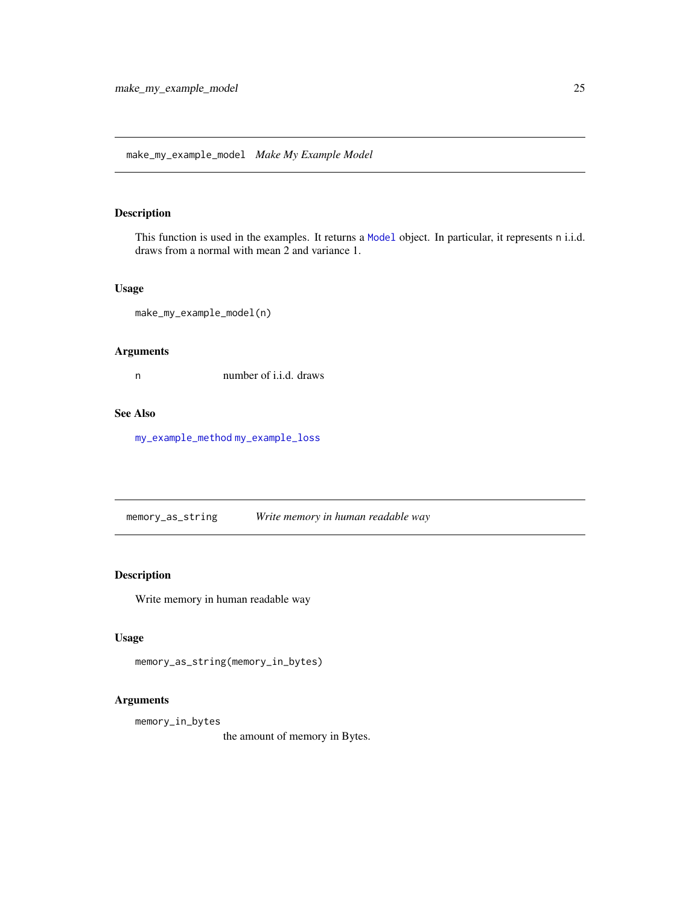## make_my_example_model *Make My Example Model*

### Description

This function is used in the examples. It returns a `Model` object. In particular, it represents `n` i.i.d. draws from a normal with mean 2 and variance 1.

### Usage

```
make_my_example_model(n)
```

### Arguments

| | |
|---|---|
| `n` | number of i.i.d. draws |

### See Also

`my_example_method` `my_example_loss`

## memory_as_string *Write memory in human readable way*

### Description

Write memory in human readable way

### Usage

```
memory_as_string(memory_in_bytes)
```

### Arguments

| | |
|---|---|
| `memory_in_bytes` | the amount of memory in Bytes. |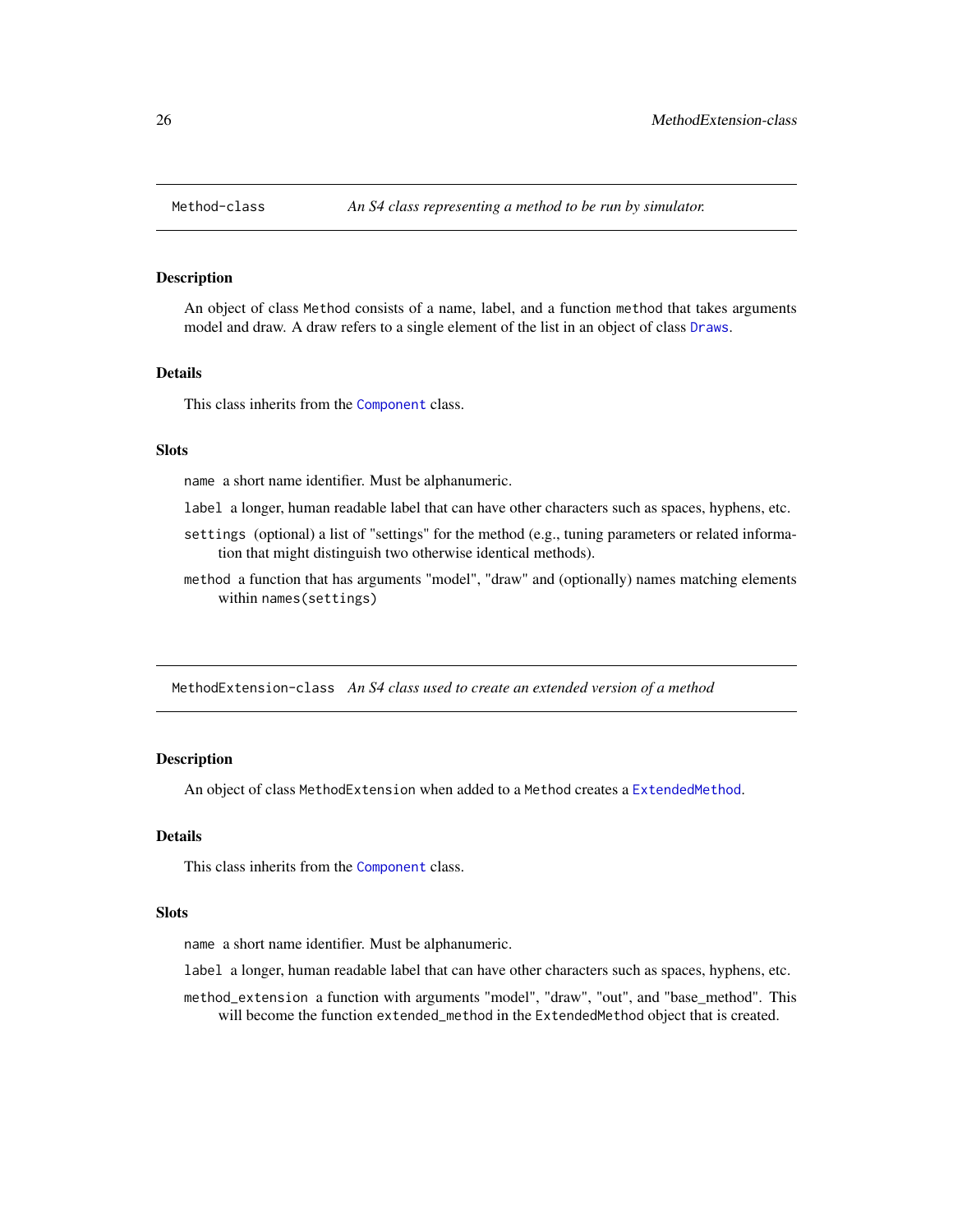## Method-class *An S4 class representing a method to be run by simulator.*

### Description

An object of class `Method` consists of a name, label, and a function `method` that takes arguments model and draw. A draw refers to a single element of the list in an object of class `Draws`.

### Details

This class inherits from the `Component` class.

### Slots

`name` a short name identifier. Must be alphanumeric.

`label` a longer, human readable label that can have other characters such as spaces, hyphens, etc.

`settings` (optional) a list of "settings" for the method (e.g., tuning parameters or related information that might distinguish two otherwise identical methods).

`method` a function that has arguments "model", "draw" and (optionally) names matching elements within `names(settings)`

## MethodExtension-class *An S4 class used to create an extended version of a method*

### Description

An object of class `MethodExtension` when added to a `Method` creates a `ExtendedMethod`.

### Details

This class inherits from the `Component` class.

### Slots

`name` a short name identifier. Must be alphanumeric.

`label` a longer, human readable label that can have other characters such as spaces, hyphens, etc.

`method_extension` a function with arguments "model", "draw", "out", and "base_method". This will become the function `extended_method` in the `ExtendedMethod` object that is created.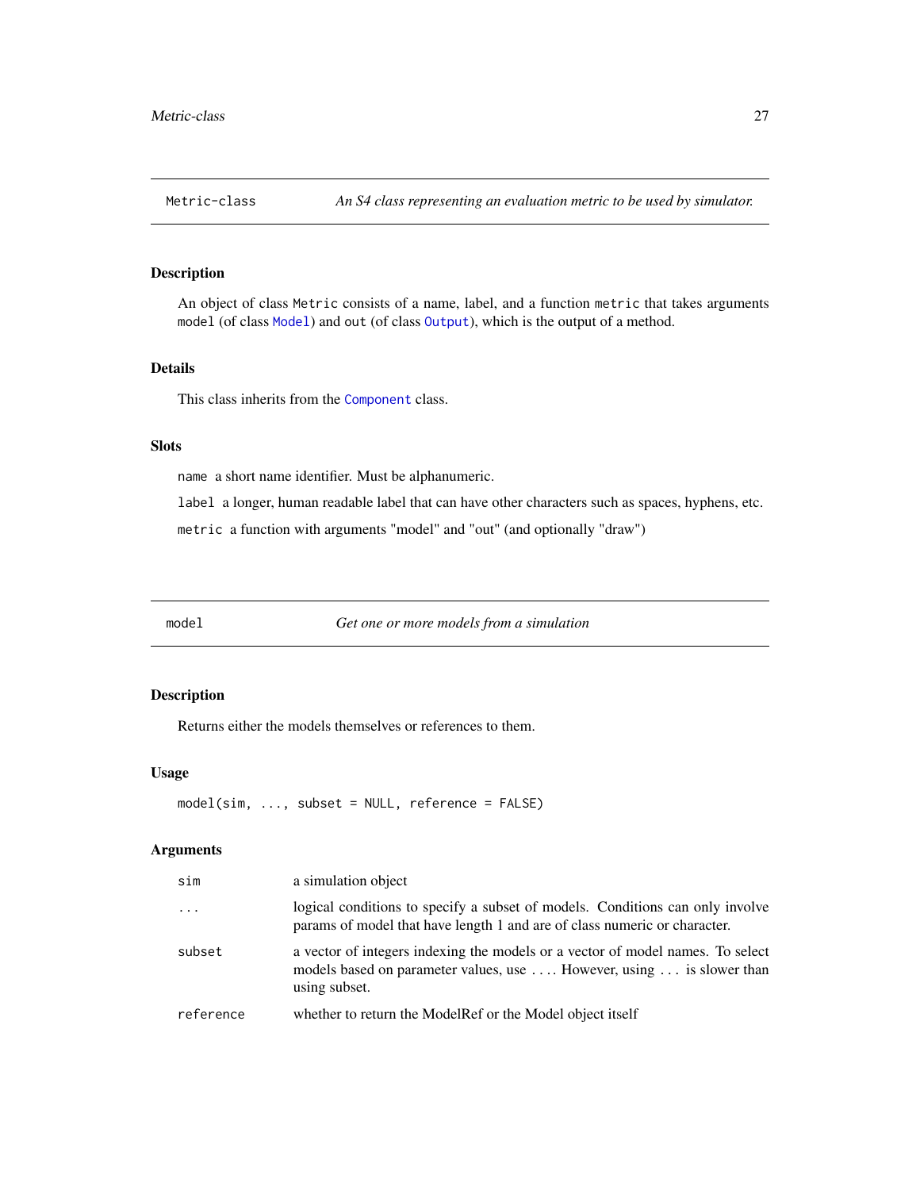## Metric-class — *An S4 class representing an evaluation metric to be used by simulator.*

### Description

An object of class `Metric` consists of a name, label, and a function `metric` that takes arguments `model` (of class `Model`) and `out` (of class `Output`), which is the output of a method.

### Details

This class inherits from the `Component` class.

### Slots

`name` a short name identifier. Must be alphanumeric.

`label` a longer, human readable label that can have other characters such as spaces, hyphens, etc.

`metric` a function with arguments "model" and "out" (and optionally "draw")

## model — *Get one or more models from a simulation*

### Description

Returns either the models themselves or references to them.

### Usage

```
model(sim, ..., subset = NULL, reference = FALSE)
```

### Arguments

| | |
|---|---|
| `sim` | a simulation object |
| `...` | logical conditions to specify a subset of models. Conditions can only involve params of model that have length 1 and are of class numeric or character. |
| `subset` | a vector of integers indexing the models or a vector of model names. To select models based on parameter values, use .... However, using ... is slower than using subset. |
| `reference` | whether to return the ModelRef or the Model object itself |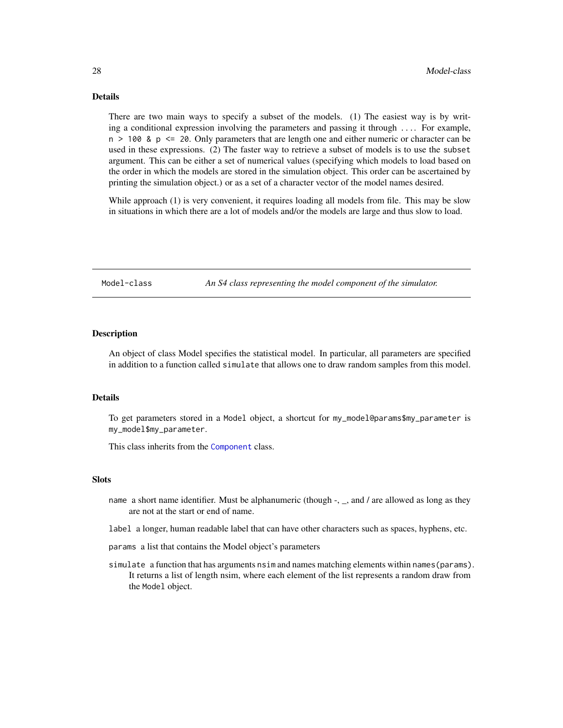## Details

There are two main ways to specify a subset of the models. (1) The easiest way is by writing a conditional expression involving the parameters and passing it through `....` For example, `n > 100 & p <= 20`. Only parameters that are length one and either numeric or character can be used in these expressions. (2) The faster way to retrieve a subset of models is to use the `subset` argument. This can be either a set of numerical values (specifying which models to load based on the order in which the models are stored in the simulation object. This order can be ascertained by printing the simulation object.) or as a set of a character vector of the model names desired.

While approach (1) is very convenient, it requires loading all models from file. This may be slow in situations in which there are a lot of models and/or the models are large and thus slow to load.

---

# Model-class — *An S4 class representing the model component of the simulator.*

---

## Description

An object of class Model specifies the statistical model. In particular, all parameters are specified in addition to a function called `simulate` that allows one to draw random samples from this model.

## Details

To get parameters stored in a `Model` object, a shortcut for `my_model@params$my_parameter` is `my_model$my_parameter`.

This class inherits from the `Component` class.

## Slots

`name` a short name identifier. Must be alphanumeric (though -, _, and / are allowed as long as they are not at the start or end of name.

`label` a longer, human readable label that can have other characters such as spaces, hyphens, etc.

`params` a list that contains the Model object's parameters

`simulate` a function that has arguments `nsim` and names matching elements within `names(params)`. It returns a list of length nsim, where each element of the list represents a random draw from the `Model` object.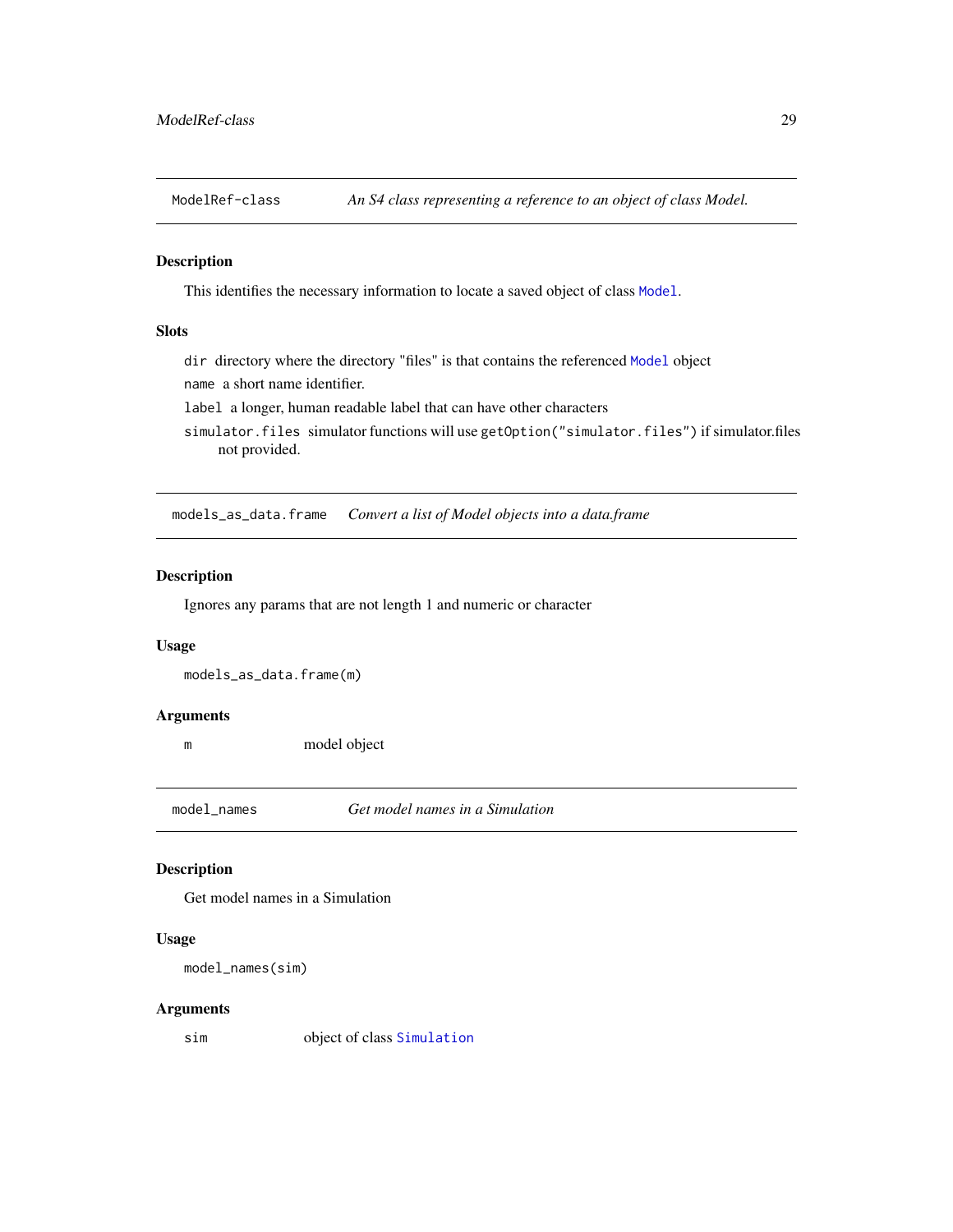## ModelRef-class — *An S4 class representing a reference to an object of class Model.*

### Description

This identifies the necessary information to locate a saved object of class `Model`.

### Slots

`dir` directory where the directory "files" is that contains the referenced `Model` object

`name` a short name identifier.

`label` a longer, human readable label that can have other characters

`simulator.files` simulator functions will use `getOption("simulator.files")` if simulator.files not provided.

## models_as_data.frame — *Convert a list of Model objects into a data.frame*

### Description

Ignores any params that are not length 1 and numeric or character

### Usage

```
models_as_data.frame(m)
```

### Arguments

| | |
|---|---|
| `m` | model object |

## model_names — *Get model names in a Simulation*

### Description

Get model names in a Simulation

### Usage

```
model_names(sim)
```

### Arguments

| | |
|---|---|
| `sim` | object of class `Simulation` |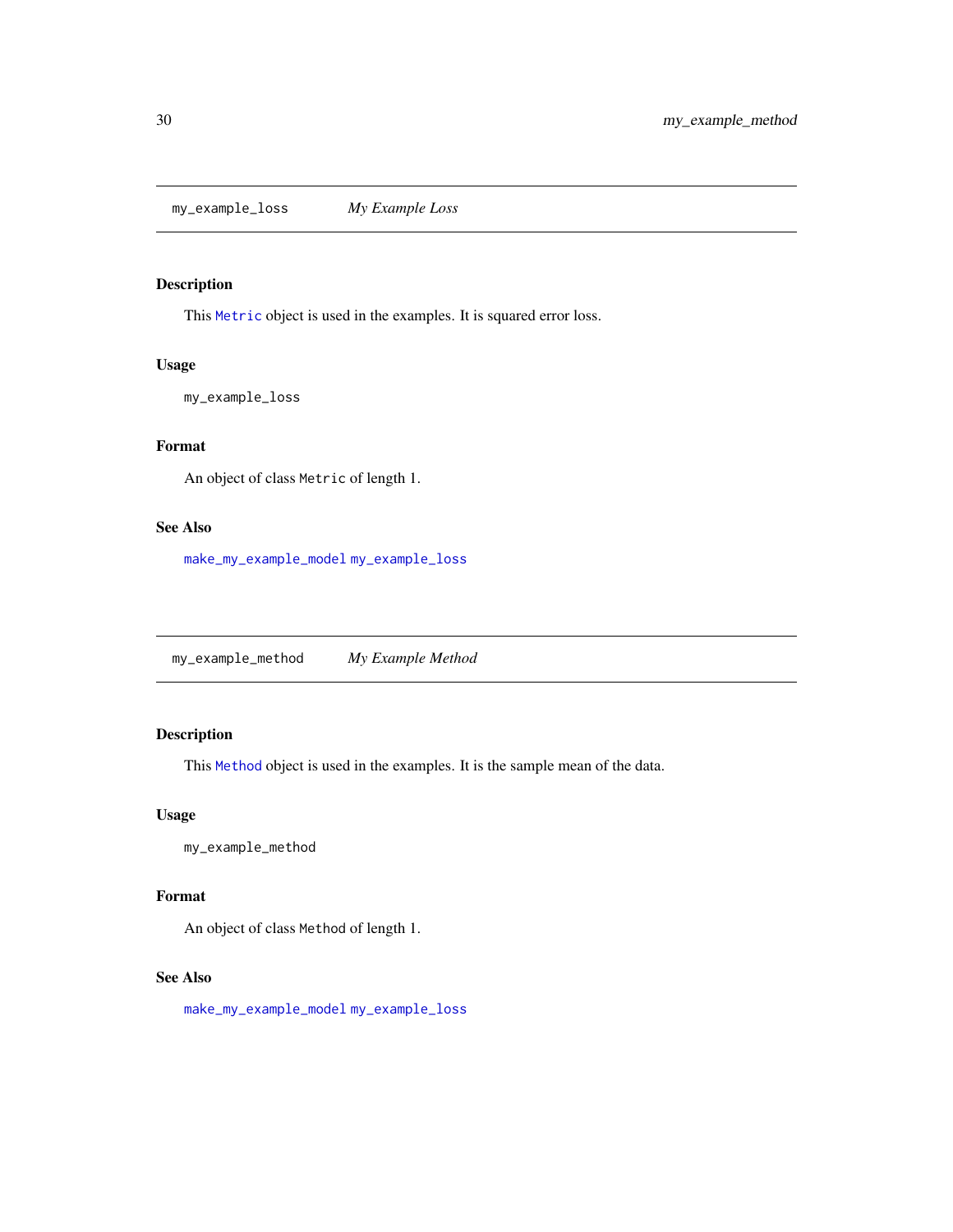## my_example_loss *My Example Loss*

### Description

This Metric object is used in the examples. It is squared error loss.

### Usage

```
my_example_loss
```

### Format

An object of class `Metric` of length 1.

### See Also

make_my_example_model my_example_loss

## my_example_method *My Example Method*

### Description

This Method object is used in the examples. It is the sample mean of the data.

### Usage

```
my_example_method
```

### Format

An object of class `Method` of length 1.

### See Also

make_my_example_model my_example_loss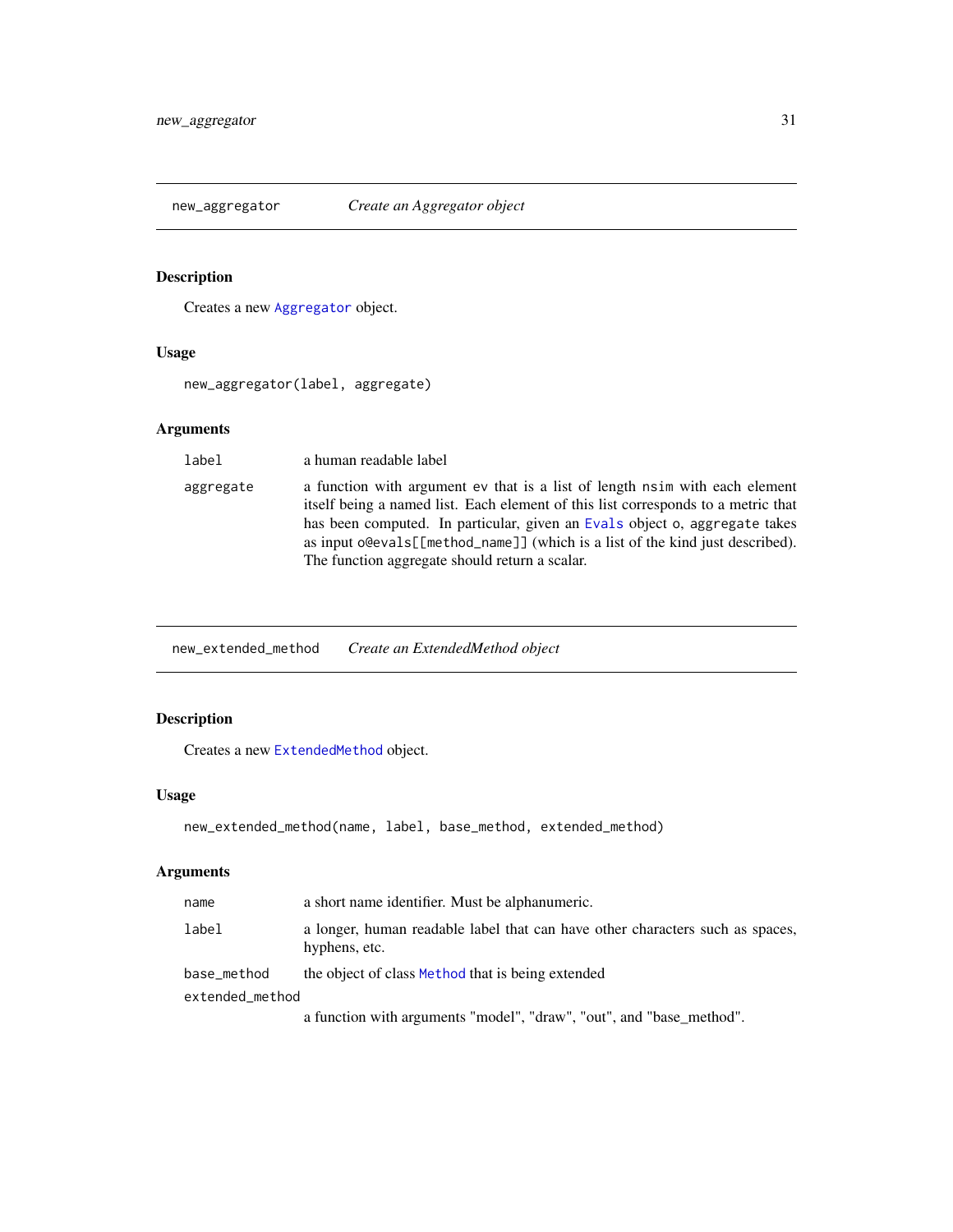## new_aggregator — *Create an Aggregator object*

### Description

Creates a new `Aggregator` object.

### Usage

```
new_aggregator(label, aggregate)
```

### Arguments

| | |
|---|---|
| `label` | a human readable label |
| `aggregate` | a function with argument `ev` that is a list of length `nsim` with each element itself being a named list. Each element of this list corresponds to a metric that has been computed. In particular, given an `Evals` object `o`, `aggregate` takes as input `o@evals[[method_name]]` (which is a list of the kind just described). The function aggregate should return a scalar. |

## new_extended_method — *Create an ExtendedMethod object*

### Description

Creates a new `ExtendedMethod` object.

### Usage

```
new_extended_method(name, label, base_method, extended_method)
```

### Arguments

| | |
|---|---|
| `name` | a short name identifier. Must be alphanumeric. |
| `label` | a longer, human readable label that can have other characters such as spaces, hyphens, etc. |
| `base_method` | the object of class `Method` that is being extended |
| `extended_method` | a function with arguments "model", "draw", "out", and "base_method". |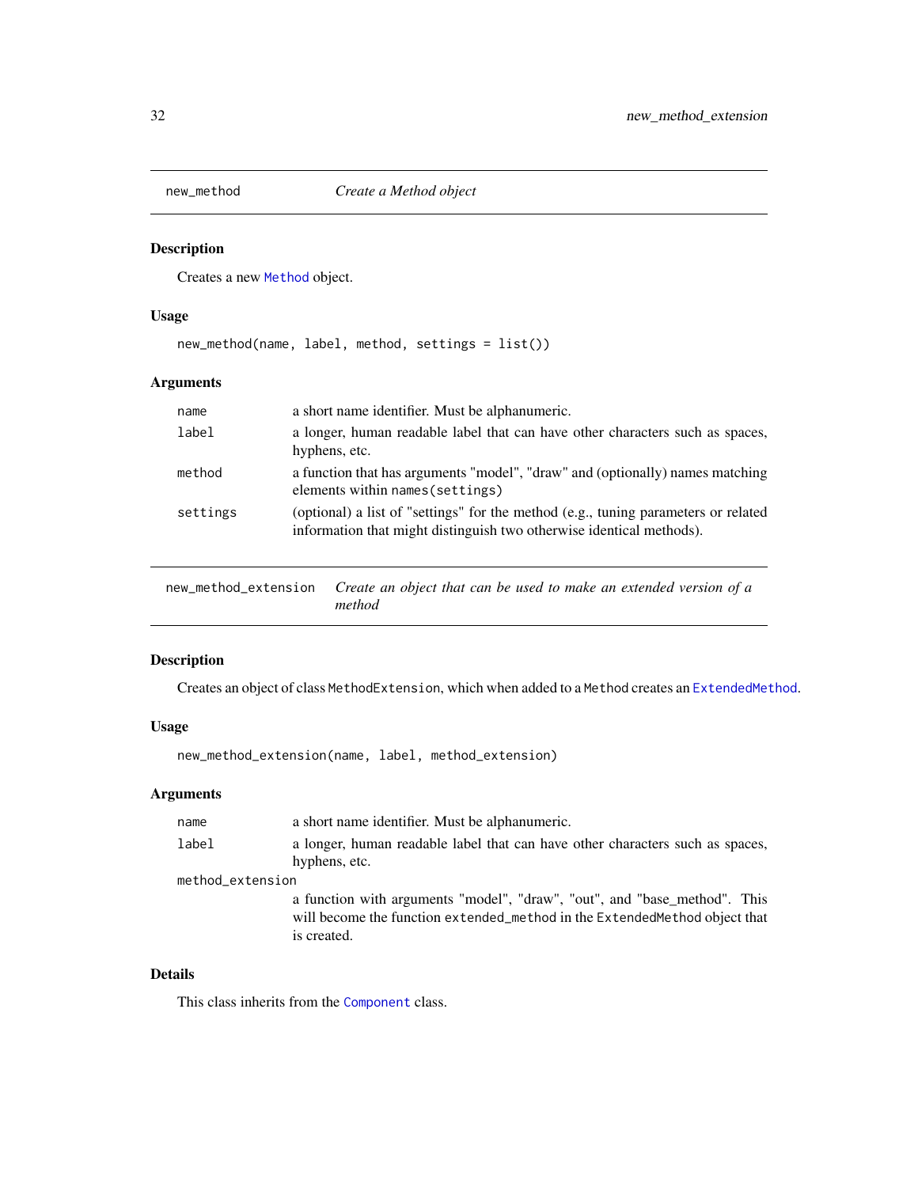## new_method — *Create a Method object*

### Description

Creates a new `Method` object.

### Usage

```
new_method(name, label, method, settings = list())
```

### Arguments

| | |
|---|---|
| `name` | a short name identifier. Must be alphanumeric. |
| `label` | a longer, human readable label that can have other characters such as spaces, hyphens, etc. |
| `method` | a function that has arguments "model", "draw" and (optionally) names matching elements within `names(settings)` |
| `settings` | (optional) a list of "settings" for the method (e.g., tuning parameters or related information that might distinguish two otherwise identical methods). |

## new_method_extension — *Create an object that can be used to make an extended version of a method*

### Description

Creates an object of class `MethodExtension`, which when added to a `Method` creates an `ExtendedMethod`.

### Usage

```
new_method_extension(name, label, method_extension)
```

### Arguments

| | |
|---|---|
| `name` | a short name identifier. Must be alphanumeric. |
| `label` | a longer, human readable label that can have other characters such as spaces, hyphens, etc. |
| `method_extension` | a function with arguments "model", "draw", "out", and "base_method". This will become the function `extended_method` in the `ExtendedMethod` object that is created. |

### Details

This class inherits from the `Component` class.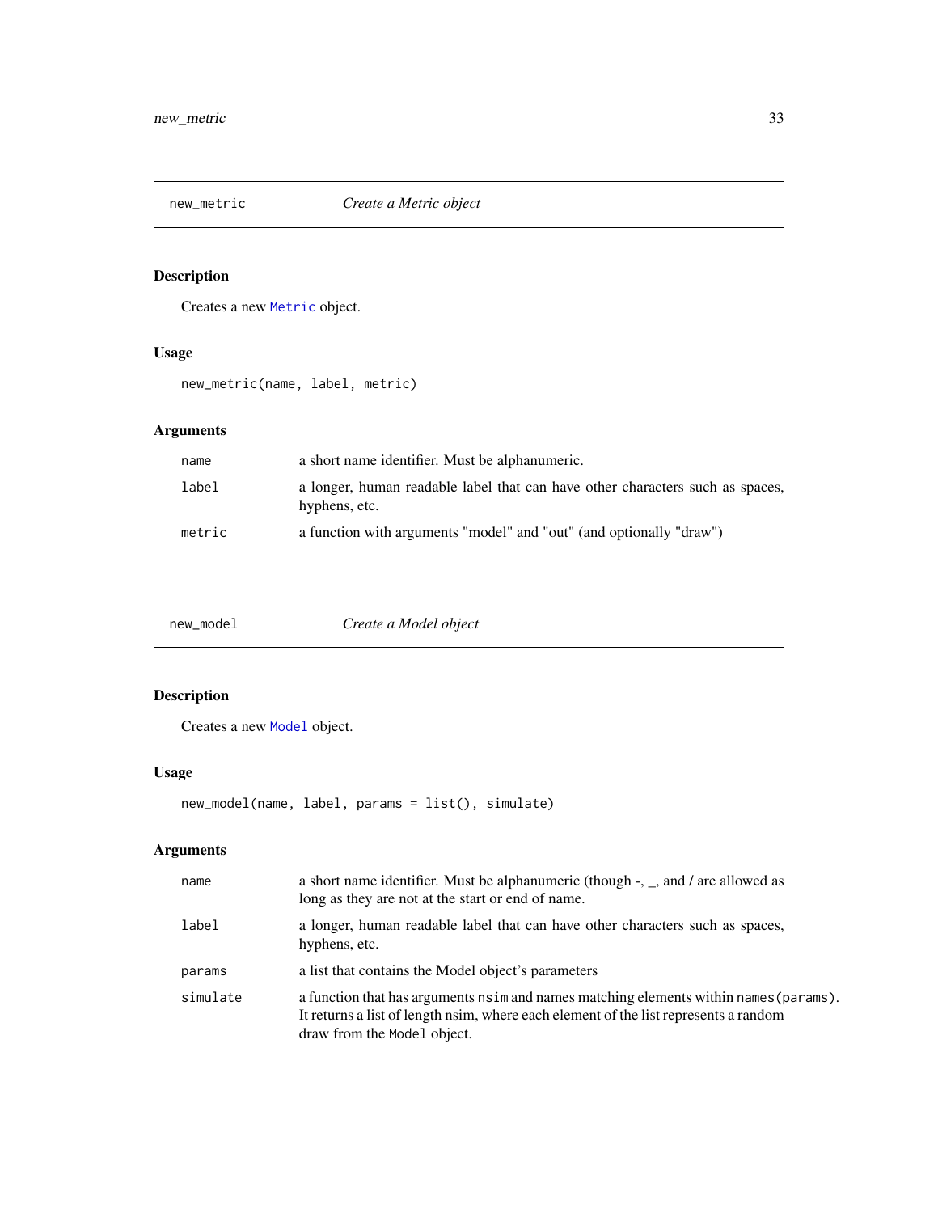## new_metric — *Create a Metric object*

### Description

Creates a new `Metric` object.

### Usage

```
new_metric(name, label, metric)
```

### Arguments

| | |
|---|---|
| `name` | a short name identifier. Must be alphanumeric. |
| `label` | a longer, human readable label that can have other characters such as spaces, hyphens, etc. |
| `metric` | a function with arguments "model" and "out" (and optionally "draw") |

## new_model — *Create a Model object*

### Description

Creates a new `Model` object.

### Usage

```
new_model(name, label, params = list(), simulate)
```

### Arguments

| | |
|---|---|
| `name` | a short name identifier. Must be alphanumeric (though -, _, and / are allowed as long as they are not at the start or end of name. |
| `label` | a longer, human readable label that can have other characters such as spaces, hyphens, etc. |
| `params` | a list that contains the Model object's parameters |
| `simulate` | a function that has arguments `nsim` and names matching elements within `names(params)`. It returns a list of length nsim, where each element of the list represents a random draw from the `Model` object. |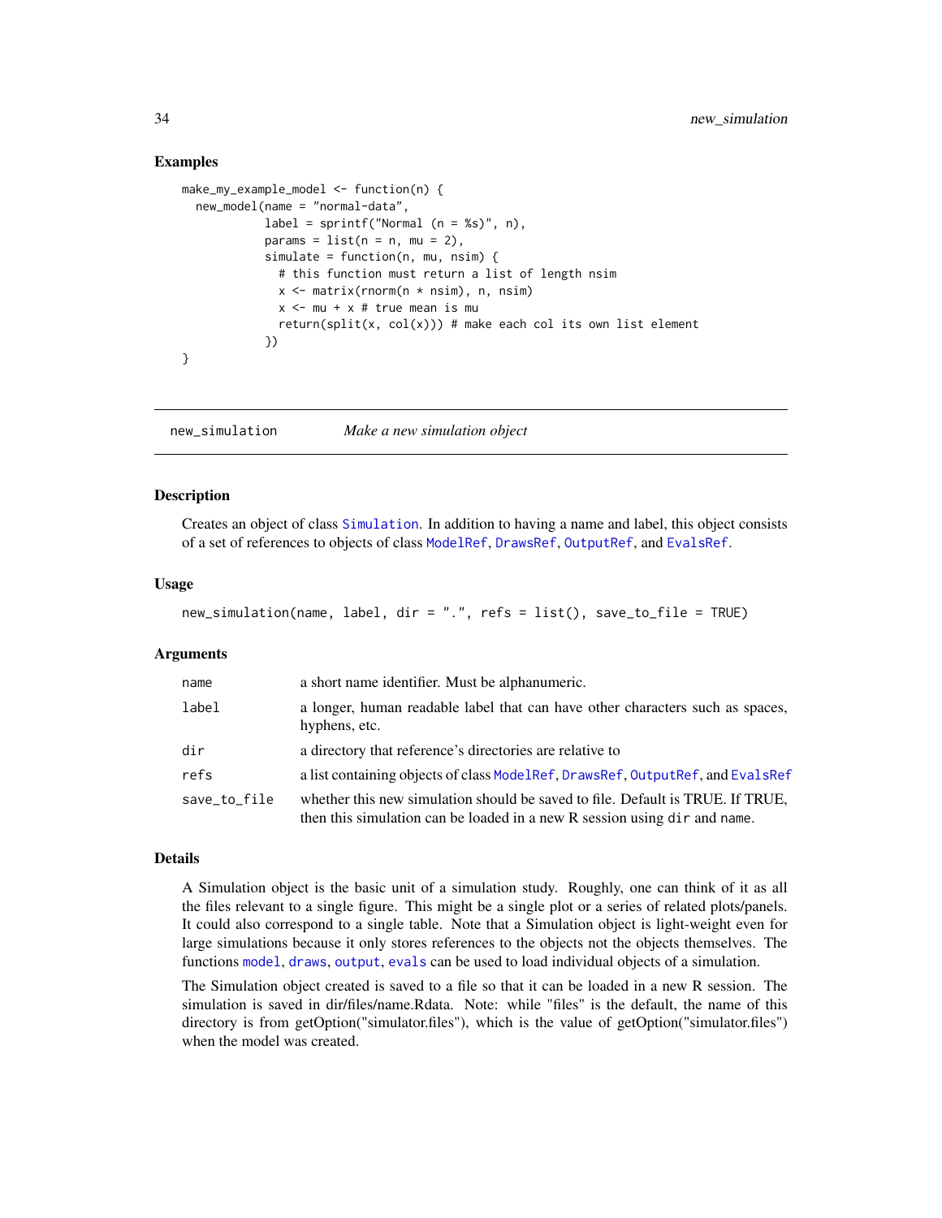## Examples

```
make_my_example_model <- function(n) {
  new_model(name = "normal-data",
            label = sprintf("Normal (n = %s)", n),
            params = list(n = n, mu = 2),
            simulate = function(n, mu, nsim) {
              # this function must return a list of length nsim
              x <- matrix(rnorm(n * nsim), n, nsim)
              x <- mu + x # true mean is mu
              return(split(x, col(x))) # make each col its own list element
            })
}
```

---

# new_simulation *Make a new simulation object*

## Description

Creates an object of class `Simulation`. In addition to having a name and label, this object consists of a set of references to objects of class `ModelRef`, `DrawsRef`, `OutputRef`, and `EvalsRef`.

## Usage

```
new_simulation(name, label, dir = ".", refs = list(), save_to_file = TRUE)
```

## Arguments

| | |
|---|---|
| `name` | a short name identifier. Must be alphanumeric. |
| `label` | a longer, human readable label that can have other characters such as spaces, hyphens, etc. |
| `dir` | a directory that reference's directories are relative to |
| `refs` | a list containing objects of class `ModelRef`, `DrawsRef`, `OutputRef`, and `EvalsRef` |
| `save_to_file` | whether this new simulation should be saved to file. Default is TRUE. If TRUE, then this simulation can be loaded in a new R session using `dir` and `name`. |

## Details

A Simulation object is the basic unit of a simulation study. Roughly, one can think of it as all the files relevant to a single figure. This might be a single plot or a series of related plots/panels. It could also correspond to a single table. Note that a Simulation object is light-weight even for large simulations because it only stores references to the objects not the objects themselves. The functions `model`, `draws`, `output`, `evals` can be used to load individual objects of a simulation.

The Simulation object created is saved to a file so that it can be loaded in a new R session. The simulation is saved in dir/files/name.Rdata. Note: while "files" is the default, the name of this directory is from getOption("simulator.files"), which is the value of getOption("simulator.files") when the model was created.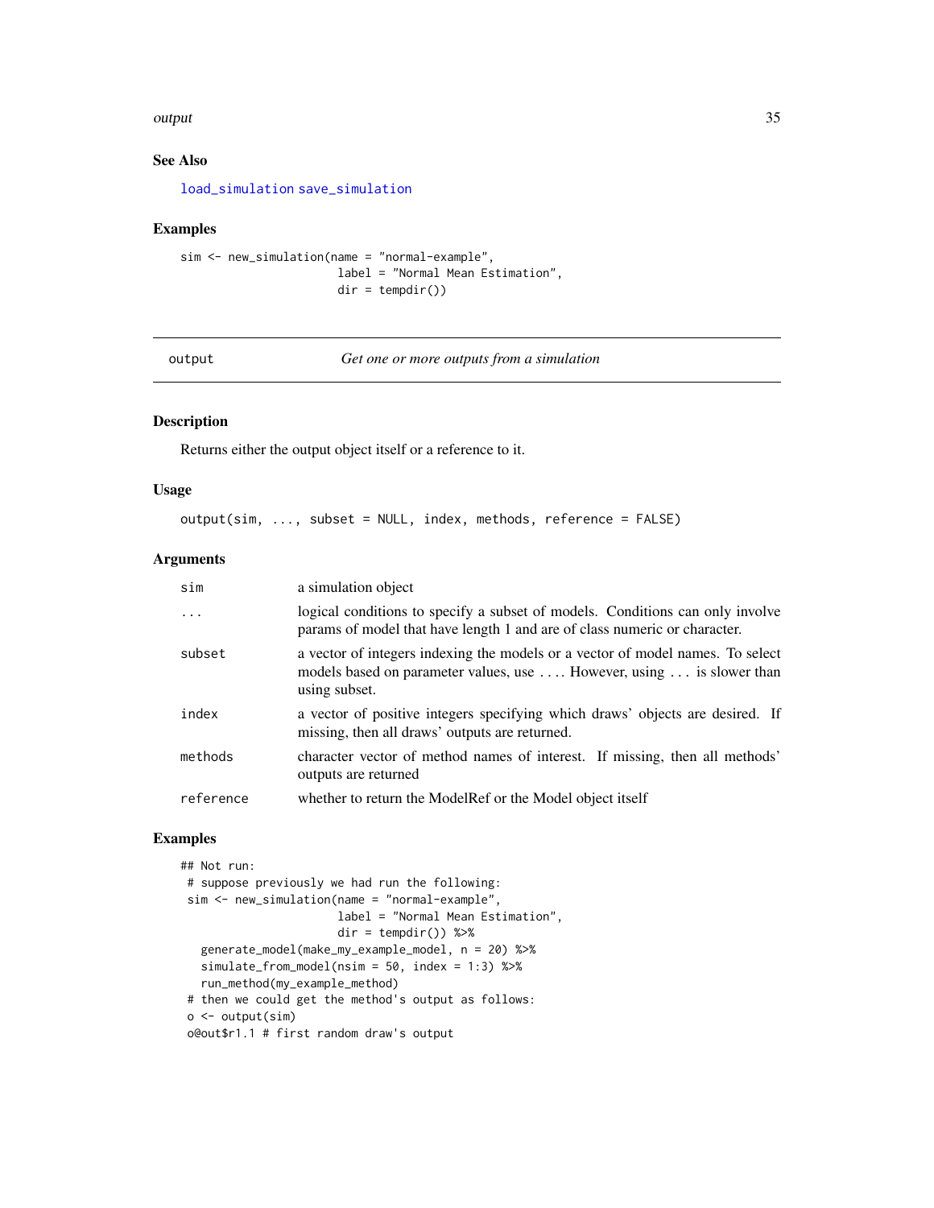### See Also

load_simulation save_simulation

### Examples

```
sim <- new_simulation(name = "normal-example",
                      label = "Normal Mean Estimation",
                      dir = tempdir())
```

---

## output — *Get one or more outputs from a simulation*

---

### Description

Returns either the output object itself or a reference to it.

### Usage

```
output(sim, ..., subset = NULL, index, methods, reference = FALSE)
```

### Arguments

| | |
|---|---|
| sim | a simulation object |
| ... | logical conditions to specify a subset of models. Conditions can only involve params of model that have length 1 and are of class numeric or character. |
| subset | a vector of integers indexing the models or a vector of model names. To select models based on parameter values, use .... However, using ... is slower than using subset. |
| index | a vector of positive integers specifying which draws' objects are desired. If missing, then all draws' outputs are returned. |
| methods | character vector of method names of interest. If missing, then all methods' outputs are returned |
| reference | whether to return the ModelRef or the Model object itself |

### Examples

```
## Not run:
 # suppose previously we had run the following:
 sim <- new_simulation(name = "normal-example",
                       label = "Normal Mean Estimation",
                       dir = tempdir()) %>%
   generate_model(make_my_example_model, n = 20) %>%
   simulate_from_model(nsim = 50, index = 1:3) %>%
   run_method(my_example_method)
 # then we could get the method's output as follows:
 o <- output(sim)
 o@out$r1.1 # first random draw's output
```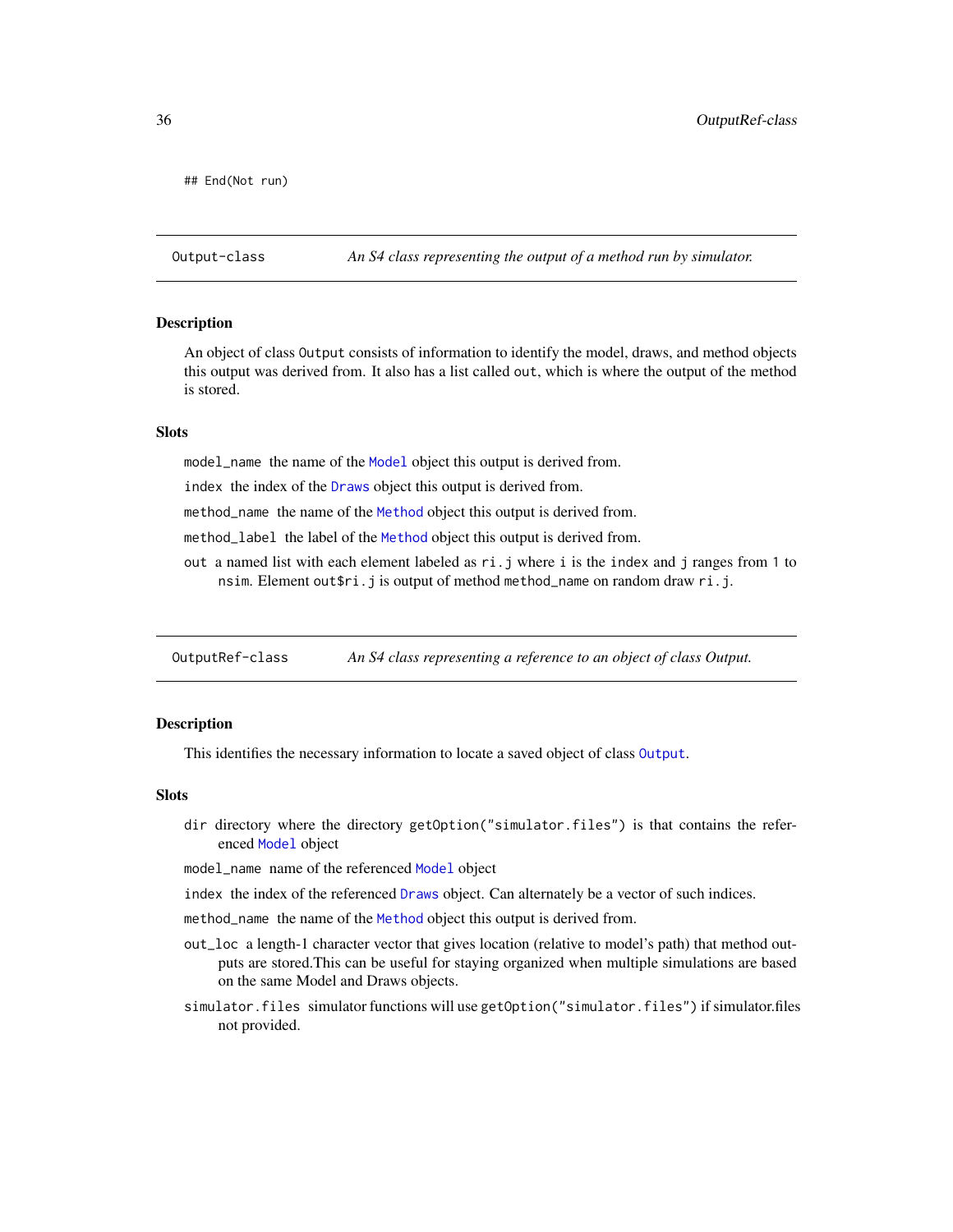```
## End(Not run)
```

## Output-class *An S4 class representing the output of a method run by simulator.*

### Description

An object of class `Output` consists of information to identify the model, draws, and method objects this output was derived from. It also has a list called `out`, which is where the output of the method is stored.

### Slots

- `model_name` the name of the `Model` object this output is derived from.
- `index` the index of the `Draws` object this output is derived from.
- `method_name` the name of the `Method` object this output is derived from.
- `method_label` the label of the `Method` object this output is derived from.
- `out` a named list with each element labeled as `ri.j` where `i` is the `index` and `j` ranges from `1` to `nsim`. Element `out$ri.j` is output of method `method_name` on random draw `ri.j`.

## OutputRef-class *An S4 class representing a reference to an object of class Output.*

### Description

This identifies the necessary information to locate a saved object of class `Output`.

### Slots

- `dir` directory where the directory `getOption("simulator.files")` is that contains the referenced `Model` object
- `model_name` name of the referenced `Model` object
- `index` the index of the referenced `Draws` object. Can alternately be a vector of such indices.
- `method_name` the name of the `Method` object this output is derived from.
- `out_loc` a length-1 character vector that gives location (relative to model's path) that method outputs are stored.This can be useful for staying organized when multiple simulations are based on the same Model and Draws objects.
- `simulator.files` simulator functions will use `getOption("simulator.files")` if simulator.files not provided.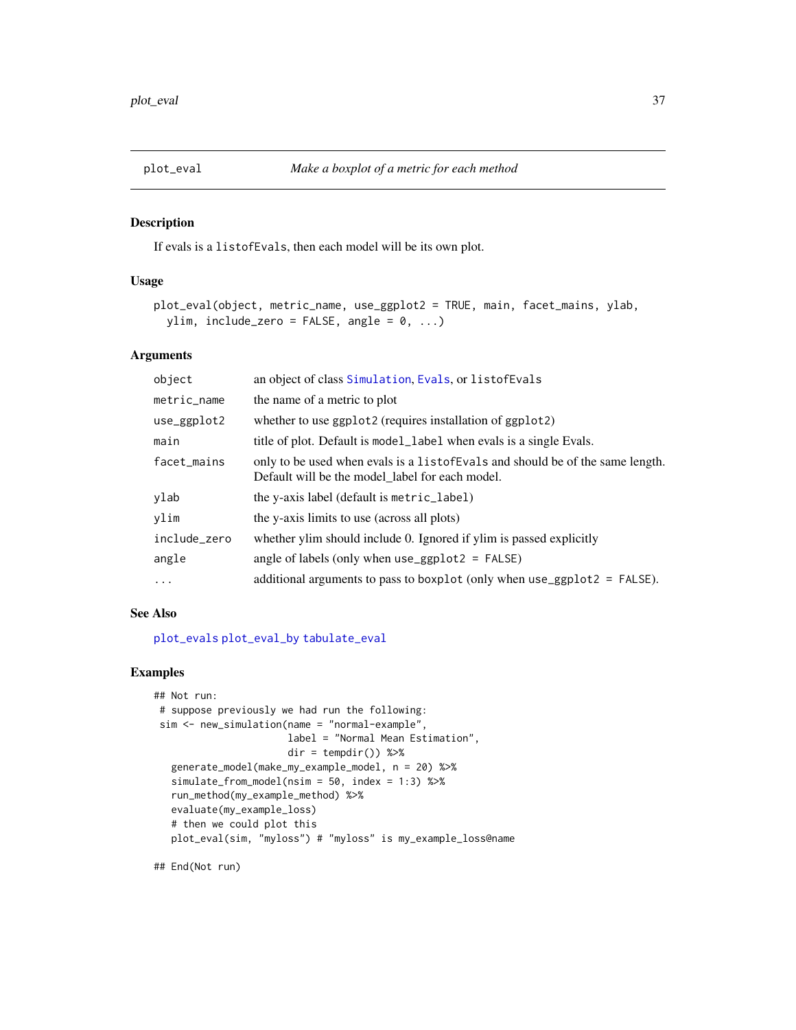## plot_eval — *Make a boxplot of a metric for each method*

### Description

If evals is a `listofEvals`, then each model will be its own plot.

### Usage

```
plot_eval(object, metric_name, use_ggplot2 = TRUE, main, facet_mains, ylab,
  ylim, include_zero = FALSE, angle = 0, ...)
```

### Arguments

| Argument | Description |
| --- | --- |
| `object` | an object of class `Simulation`, `Evals`, or `listofEvals` |
| `metric_name` | the name of a metric to plot |
| `use_ggplot2` | whether to use `ggplot2` (requires installation of `ggplot2`) |
| `main` | title of plot. Default is `model_label` when evals is a single Evals. |
| `facet_mains` | only to be used when evals is a `listofEvals` and should be of the same length. Default will be the model_label for each model. |
| `ylab` | the y-axis label (default is `metric_label`) |
| `ylim` | the y-axis limits to use (across all plots) |
| `include_zero` | whether ylim should include 0. Ignored if ylim is passed explicitly |
| `angle` | angle of labels (only when `use_ggplot2 = FALSE`) |
| `...` | additional arguments to pass to `boxplot` (only when `use_ggplot2 = FALSE`). |

### See Also

`plot_evals` `plot_eval_by` `tabulate_eval`

### Examples

```
## Not run:
 # suppose previously we had run the following:
 sim <- new_simulation(name = "normal-example",
                       label = "Normal Mean Estimation",
                       dir = tempdir()) %>%
   generate_model(make_my_example_model, n = 20) %>%
   simulate_from_model(nsim = 50, index = 1:3) %>%
   run_method(my_example_method) %>%
   evaluate(my_example_loss)
   # then we could plot this
   plot_eval(sim, "myloss") # "myloss" is my_example_loss@name

## End(Not run)
```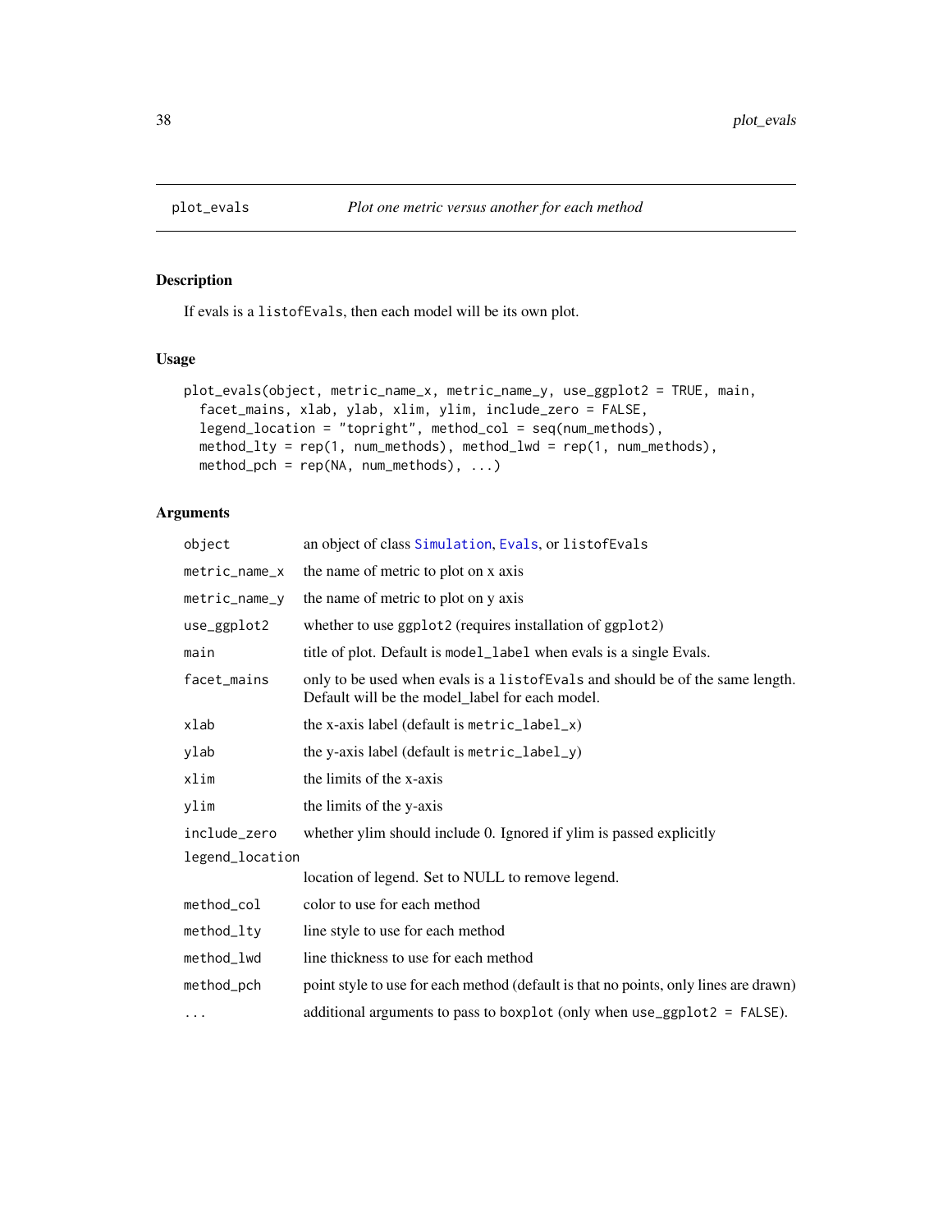## plot_evals — *Plot one metric versus another for each method*

### Description

If evals is a `listofEvals`, then each model will be its own plot.

### Usage

```
plot_evals(object, metric_name_x, metric_name_y, use_ggplot2 = TRUE, main,
  facet_mains, xlab, ylab, xlim, ylim, include_zero = FALSE,
  legend_location = "topright", method_col = seq(num_methods),
  method_lty = rep(1, num_methods), method_lwd = rep(1, num_methods),
  method_pch = rep(NA, num_methods), ...)
```

### Arguments

| Argument | Description |
|---|---|
| `object` | an object of class `Simulation`, `Evals`, or `listofEvals` |
| `metric_name_x` | the name of metric to plot on x axis |
| `metric_name_y` | the name of metric to plot on y axis |
| `use_ggplot2` | whether to use `ggplot2` (requires installation of `ggplot2`) |
| `main` | title of plot. Default is `model_label` when evals is a single Evals. |
| `facet_mains` | only to be used when evals is a `listofEvals` and should be of the same length. Default will be the model_label for each model. |
| `xlab` | the x-axis label (default is `metric_label_x`) |
| `ylab` | the y-axis label (default is `metric_label_y`) |
| `xlim` | the limits of the x-axis |
| `ylim` | the limits of the y-axis |
| `include_zero` | whether ylim should include 0. Ignored if ylim is passed explicitly |
| `legend_location` | location of legend. Set to NULL to remove legend. |
| `method_col` | color to use for each method |
| `method_lty` | line style to use for each method |
| `method_lwd` | line thickness to use for each method |
| `method_pch` | point style to use for each method (default is that no points, only lines are drawn) |
| `...` | additional arguments to pass to `boxplot` (only when `use_ggplot2 = FALSE`). |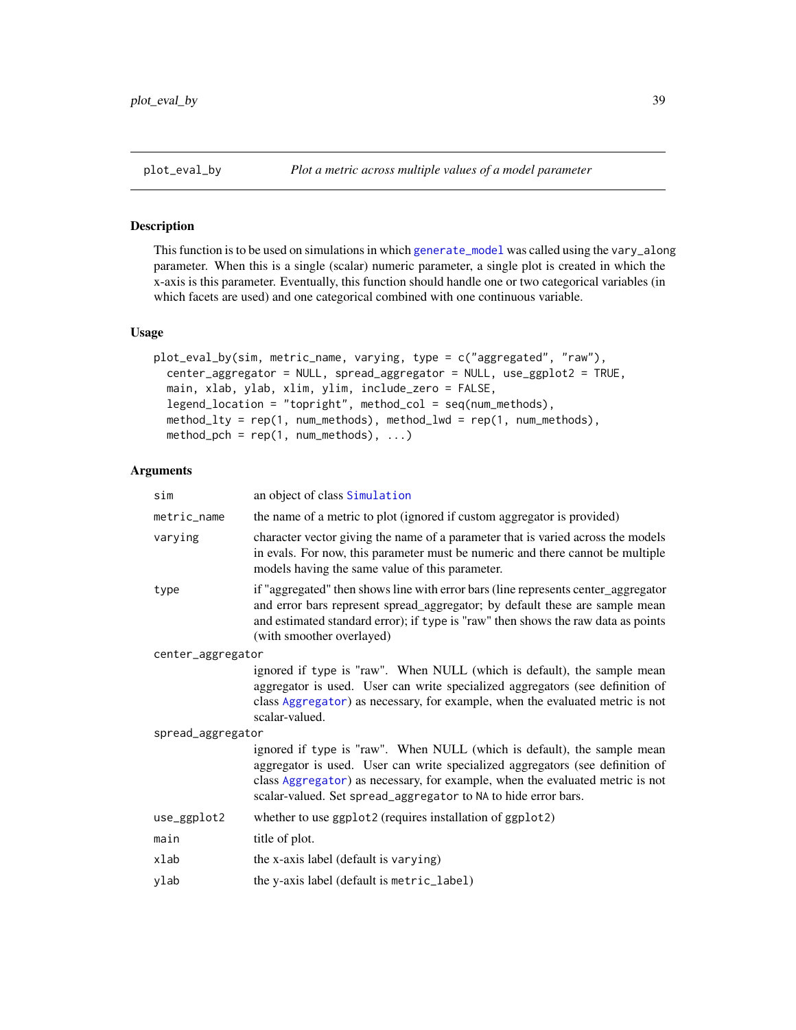## plot_eval_by — *Plot a metric across multiple values of a model parameter*

### Description

This function is to be used on simulations in which generate_model was called using the vary_along parameter. When this is a single (scalar) numeric parameter, a single plot is created in which the x-axis is this parameter. Eventually, this function should handle one or two categorical variables (in which facets are used) and one categorical combined with one continuous variable.

### Usage

```
plot_eval_by(sim, metric_name, varying, type = c("aggregated", "raw"),
  center_aggregator = NULL, spread_aggregator = NULL, use_ggplot2 = TRUE,
  main, xlab, ylab, xlim, ylim, include_zero = FALSE,
  legend_location = "topright", method_col = seq(num_methods),
  method_lty = rep(1, num_methods), method_lwd = rep(1, num_methods),
  method_pch = rep(1, num_methods), ...)
```

### Arguments

| Argument | Description |
|---|---|
| `sim` | an object of class Simulation |
| `metric_name` | the name of a metric to plot (ignored if custom aggregator is provided) |
| `varying` | character vector giving the name of a parameter that is varied across the models in evals. For now, this parameter must be numeric and there cannot be multiple models having the same value of this parameter. |
| `type` | if "aggregated" then shows line with error bars (line represents center_aggregator and error bars represent spread_aggregator; by default these are sample mean and estimated standard error); if `type` is "raw" then shows the raw data as points (with smoother overlayed) |
| `center_aggregator` | ignored if `type` is "raw". When NULL (which is default), the sample mean aggregator is used. User can write specialized aggregators (see definition of class Aggregator) as necessary, for example, when the evaluated metric is not scalar-valued. |
| `spread_aggregator` | ignored if `type` is "raw". When NULL (which is default), the sample mean aggregator is used. User can write specialized aggregators (see definition of class Aggregator) as necessary, for example, when the evaluated metric is not scalar-valued. Set `spread_aggregator` to `NA` to hide error bars. |
| `use_ggplot2` | whether to use `ggplot2` (requires installation of `ggplot2`) |
| `main` | title of plot. |
| `xlab` | the x-axis label (default is `varying`) |
| `ylab` | the y-axis label (default is `metric_label`) |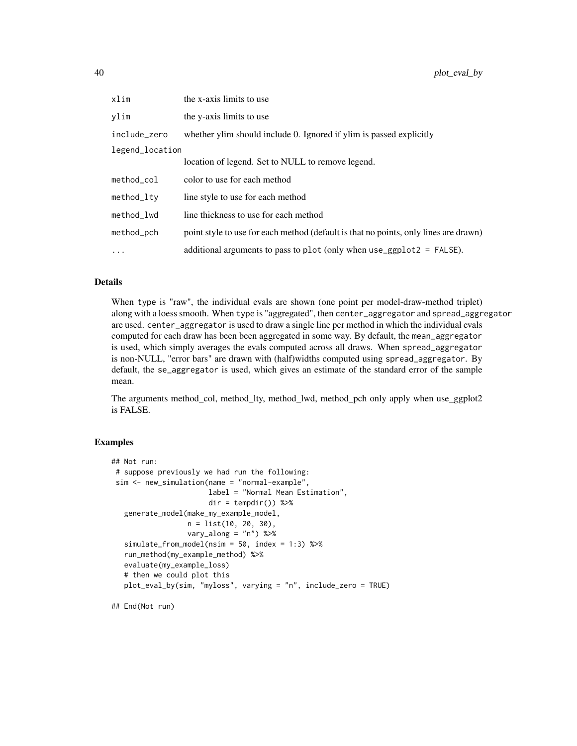| | |
|---|---|
| `xlim` | the x-axis limits to use |
| `ylim` | the y-axis limits to use |
| `include_zero` | whether ylim should include 0. Ignored if ylim is passed explicitly |
| `legend_location` | location of legend. Set to NULL to remove legend. |
| `method_col` | color to use for each method |
| `method_lty` | line style to use for each method |
| `method_lwd` | line thickness to use for each method |
| `method_pch` | point style to use for each method (default is that no points, only lines are drawn) |
| `...` | additional arguments to pass to `plot` (only when `use_ggplot2 = FALSE`). |

### Details

When `type` is "raw", the individual evals are shown (one point per model-draw-method triplet) along with a loess smooth. When `type` is "aggregated", then `center_aggregator` and `spread_aggregator` are used. `center_aggregator` is used to draw a single line per method in which the individual evals computed for each draw has been been aggregated in some way. By default, the `mean_aggregator` is used, which simply averages the evals computed across all draws. When `spread_aggregator` is non-NULL, "error bars" are drawn with (half)widths computed using `spread_aggregator`. By default, the `se_aggregator` is used, which gives an estimate of the standard error of the sample mean.

The arguments method_col, method_lty, method_lwd, method_pch only apply when use_ggplot2 is FALSE.

### Examples

```
## Not run:
 # suppose previously we had run the following:
 sim <- new_simulation(name = "normal-example",
                       label = "Normal Mean Estimation",
                       dir = tempdir()) %>%
   generate_model(make_my_example_model,
                  n = list(10, 20, 30),
                  vary_along = "n") %>%
   simulate_from_model(nsim = 50, index = 1:3) %>%
   run_method(my_example_method) %>%
   evaluate(my_example_loss)
   # then we could plot this
   plot_eval_by(sim, "myloss", varying = "n", include_zero = TRUE)

## End(Not run)
```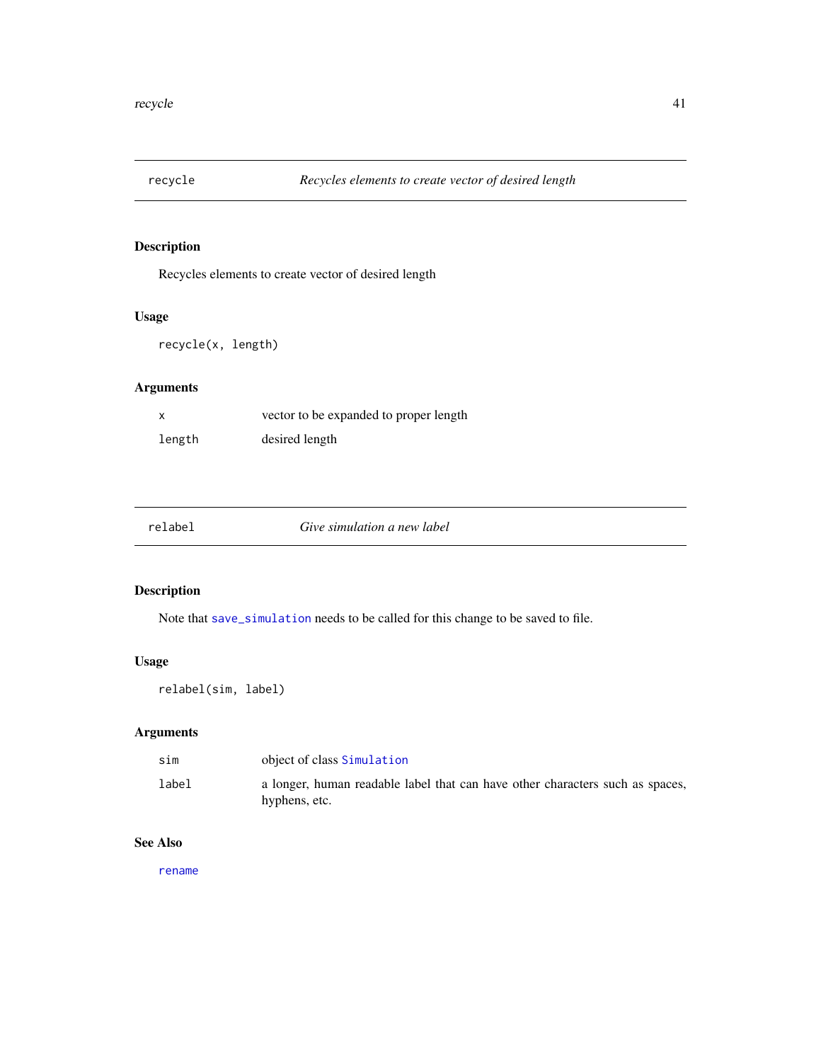## `recycle` — *Recycles elements to create vector of desired length*

### Description

Recycles elements to create vector of desired length

### Usage

```
recycle(x, length)
```

### Arguments

| | |
|---|---|
| `x` | vector to be expanded to proper length |
| `length` | desired length |

## `relabel` — *Give simulation a new label*

### Description

Note that `save_simulation` needs to be called for this change to be saved to file.

### Usage

```
relabel(sim, label)
```

### Arguments

| | |
|---|---|
| `sim` | object of class `Simulation` |
| `label` | a longer, human readable label that can have other characters such as spaces, hyphens, etc. |

### See Also

`rename`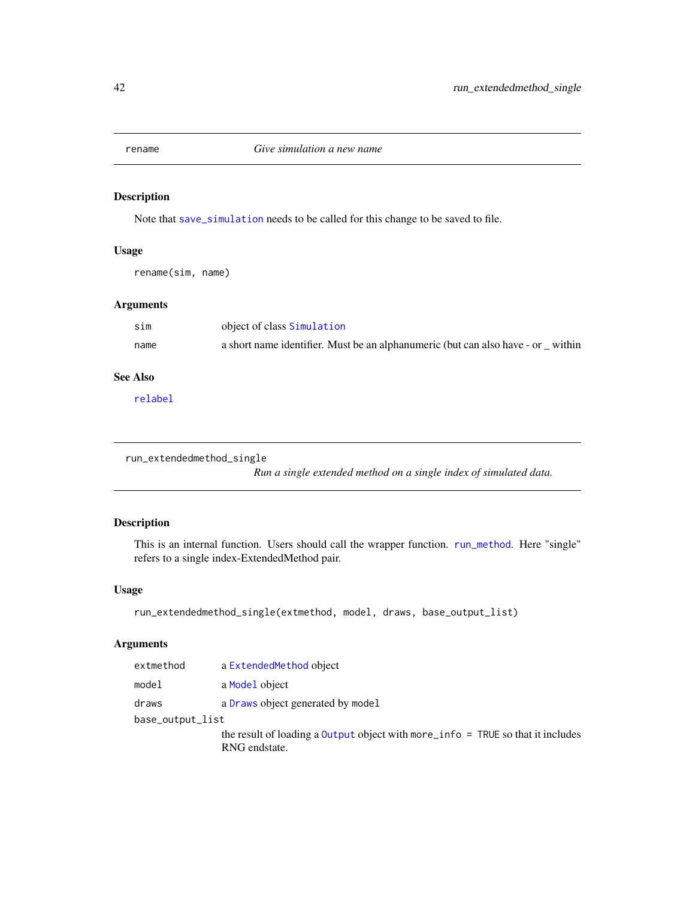## rename — *Give simulation a new name*

### Description

Note that save_simulation needs to be called for this change to be saved to file.

### Usage

```
rename(sim, name)
```

### Arguments

| | |
|---|---|
| `sim` | object of class Simulation |
| `name` | a short name identifier. Must be an alphanumeric (but can also have - or _ within |

### See Also

relabel

## run_extendedmethod_single — *Run a single extended method on a single index of simulated data.*

### Description

This is an internal function. Users should call the wrapper function. run_method. Here "single" refers to a single index-ExtendedMethod pair.

### Usage

```
run_extendedmethod_single(extmethod, model, draws, base_output_list)
```

### Arguments

| | |
|---|---|
| `extmethod` | a ExtendedMethod object |
| `model` | a Model object |
| `draws` | a Draws object generated by `model` |
| `base_output_list` | the result of loading a Output object with `more_info = TRUE` so that it includes RNG endstate. |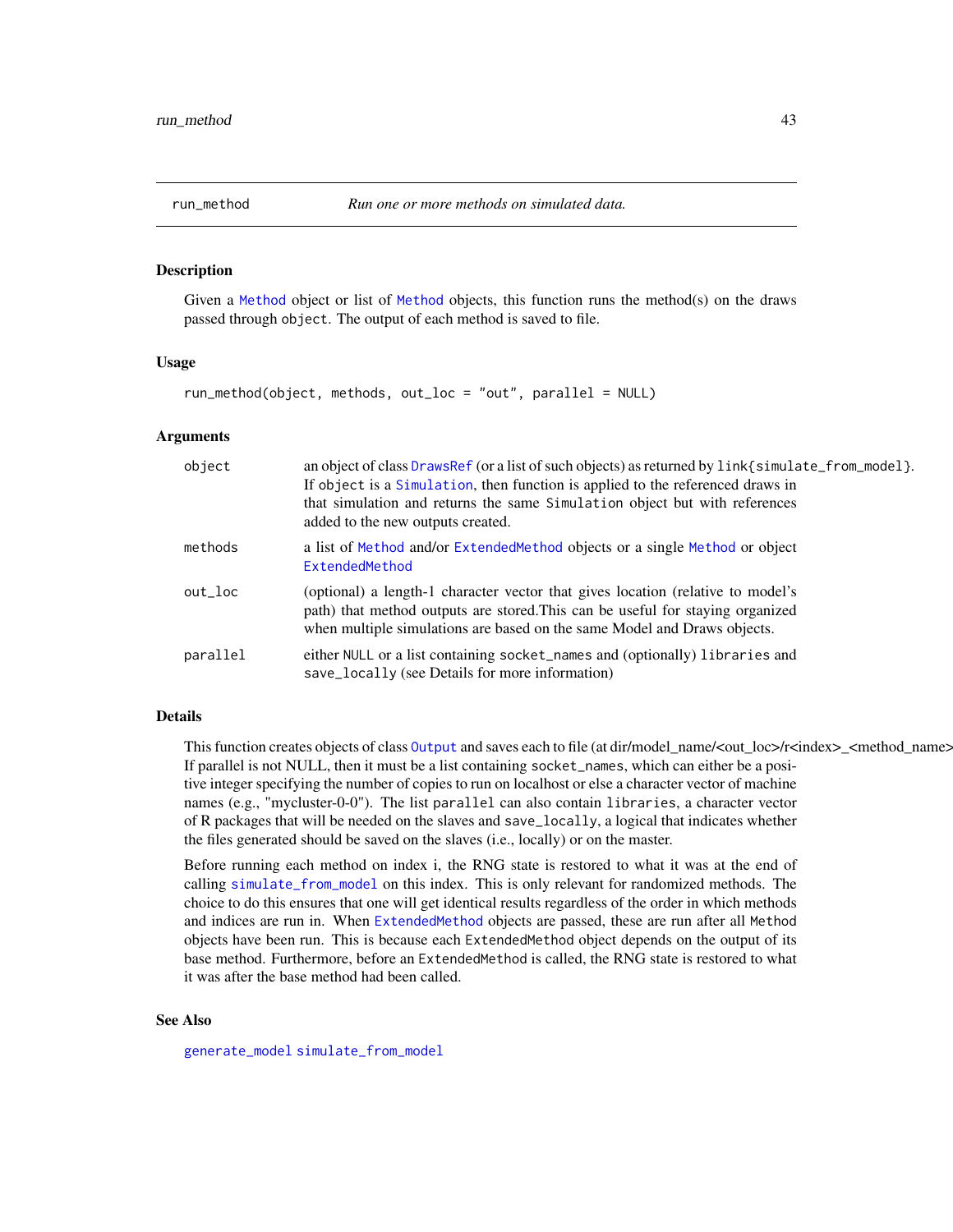run_method *Run one or more methods on simulated data.*

## Description

Given a Method object or list of Method objects, this function runs the method(s) on the draws passed through object. The output of each method is saved to file.

## Usage

```
run_method(object, methods, out_loc = "out", parallel = NULL)
```

## Arguments

| | |
|---|---|
| object | an object of class DrawsRef (or a list of such objects) as returned by link{simulate_from_model}. If object is a Simulation, then function is applied to the referenced draws in that simulation and returns the same Simulation object but with references added to the new outputs created. |
| methods | a list of Method and/or ExtendedMethod objects or a single Method or object ExtendedMethod |
| out_loc | (optional) a length-1 character vector that gives location (relative to model's path) that method outputs are stored.This can be useful for staying organized when multiple simulations are based on the same Model and Draws objects. |
| parallel | either NULL or a list containing socket_names and (optionally) libraries and save_locally (see Details for more information) |

## Details

This function creates objects of class Output and saves each to file (at dir/model_name/<out_loc>/r<index>_<method_name> If parallel is not NULL, then it must be a list containing socket_names, which can either be a positive integer specifying the number of copies to run on localhost or else a character vector of machine names (e.g., "mycluster-0-0"). The list parallel can also contain libraries, a character vector of R packages that will be needed on the slaves and save_locally, a logical that indicates whether the files generated should be saved on the slaves (i.e., locally) or on the master.

Before running each method on index i, the RNG state is restored to what it was at the end of calling simulate_from_model on this index. This is only relevant for randomized methods. The choice to do this ensures that one will get identical results regardless of the order in which methods and indices are run in. When ExtendedMethod objects are passed, these are run after all Method objects have been run. This is because each ExtendedMethod object depends on the output of its base method. Furthermore, before an ExtendedMethod is called, the RNG state is restored to what it was after the base method had been called.

## See Also

generate_model simulate_from_model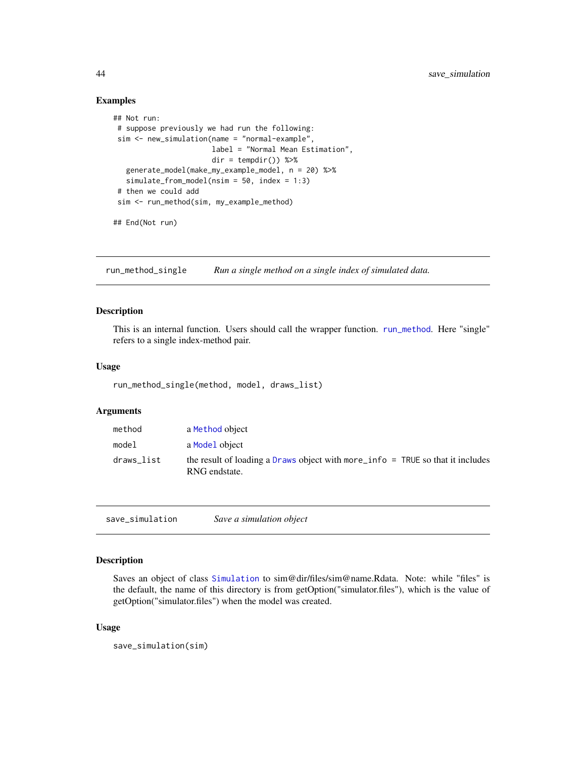## Examples

```
## Not run:
 # suppose previously we had run the following:
 sim <- new_simulation(name = "normal-example",
                       label = "Normal Mean Estimation",
                       dir = tempdir()) %>%
   generate_model(make_my_example_model, n = 20) %>%
   simulate_from_model(nsim = 50, index = 1:3)
 # then we could add
 sim <- run_method(sim, my_example_method)

## End(Not run)
```

---

`run_method_single` *Run a single method on a single index of simulated data.*

---

### Description

This is an internal function. Users should call the wrapper function. `run_method`. Here "single" refers to a single index-method pair.

### Usage

```
run_method_single(method, model, draws_list)
```

### Arguments

| | |
|---|---|
| `method` | a `Method` object |
| `model` | a `Model` object |
| `draws_list` | the result of loading a `Draws` object with `more_info = TRUE` so that it includes RNG endstate. |

---

`save_simulation` *Save a simulation object*

---

### Description

Saves an object of class `Simulation` to sim@dir/files/sim@name.Rdata. Note: while "files" is the default, the name of this directory is from getOption("simulator.files"), which is the value of getOption("simulator.files") when the model was created.

### Usage

```
save_simulation(sim)
```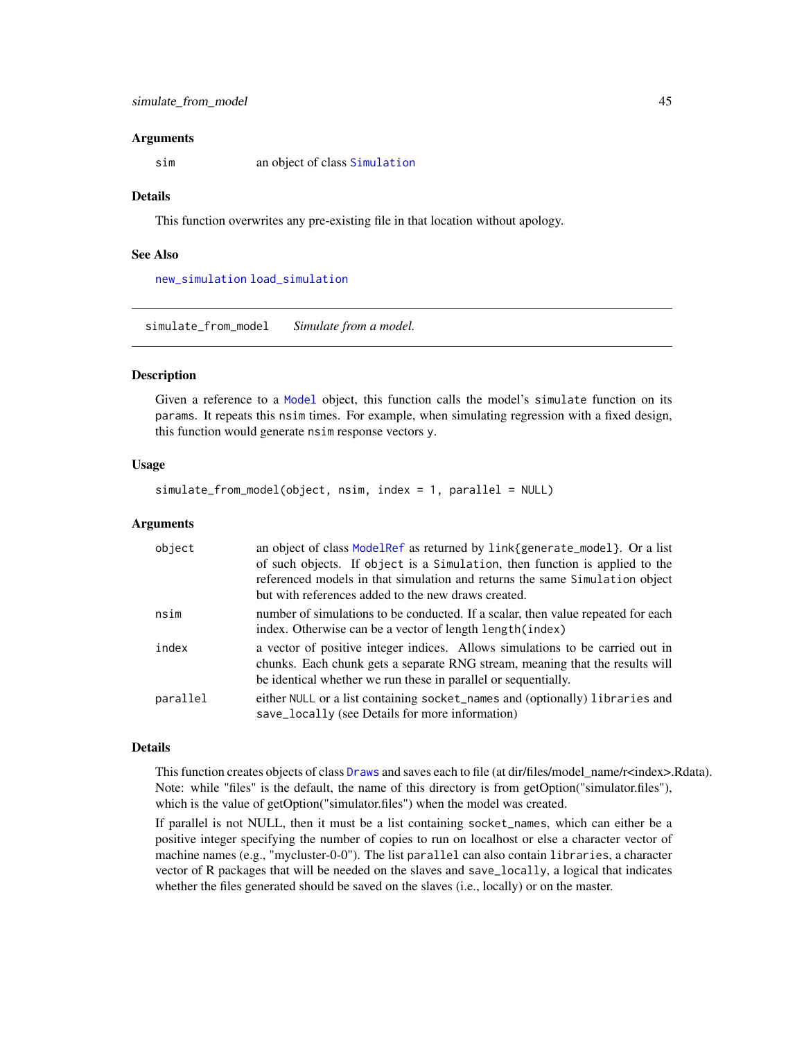### Arguments

| | |
|---|---|
| `sim` | an object of class `Simulation` |

### Details

This function overwrites any pre-existing file in that location without apology.

### See Also

`new_simulation` `load_simulation`

---

## `simulate_from_model` *Simulate from a model.*

---

### Description

Given a reference to a `Model` object, this function calls the model's `simulate` function on its `params`. It repeats this `nsim` times. For example, when simulating regression with a fixed design, this function would generate `nsim` response vectors `y`.

### Usage

```
simulate_from_model(object, nsim, index = 1, parallel = NULL)
```

### Arguments

| | |
|---|---|
| `object` | an object of class `ModelRef` as returned by `link{generate_model}`. Or a list of such objects. If `object` is a `Simulation`, then function is applied to the referenced models in that simulation and returns the same `Simulation` object but with references added to the new draws created. |
| `nsim` | number of simulations to be conducted. If a scalar, then value repeated for each index. Otherwise can be a vector of length `length(index)` |
| `index` | a vector of positive integer indices. Allows simulations to be carried out in chunks. Each chunk gets a separate RNG stream, meaning that the results will be identical whether we run these in parallel or sequentially. |
| `parallel` | either `NULL` or a list containing `socket_names` and (optionally) `libraries` and `save_locally` (see Details for more information) |

### Details

This function creates objects of class `Draws` and saves each to file (at dir/files/model_name/r<index>.Rdata). Note: while "files" is the default, the name of this directory is from getOption("simulator.files"), which is the value of getOption("simulator.files") when the model was created.

If parallel is not NULL, then it must be a list containing `socket_names`, which can either be a positive integer specifying the number of copies to run on localhost or else a character vector of machine names (e.g., "mycluster-0-0"). The list `parallel` can also contain `libraries`, a character vector of R packages that will be needed on the slaves and `save_locally`, a logical that indicates whether the files generated should be saved on the slaves (i.e., locally) or on the master.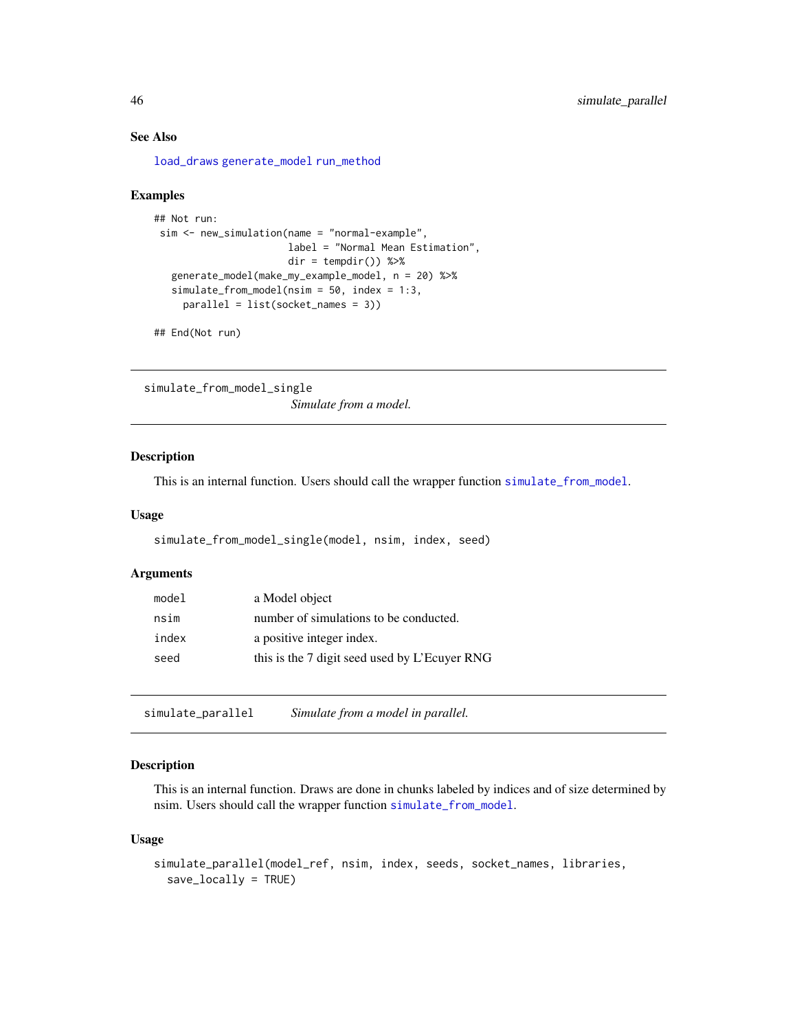### See Also

load_draws generate_model run_method

### Examples

```
## Not run:
 sim <- new_simulation(name = "normal-example",
                       label = "Normal Mean Estimation",
                       dir = tempdir()) %>%
   generate_model(make_my_example_model, n = 20) %>%
   simulate_from_model(nsim = 50, index = 1:3,
     parallel = list(socket_names = 3))

## End(Not run)
```

---

## simulate_from_model_single    *Simulate from a model.*

### Description

This is an internal function. Users should call the wrapper function simulate_from_model.

### Usage

```
simulate_from_model_single(model, nsim, index, seed)
```

### Arguments

| | |
|---|---|
| model | a Model object |
| nsim | number of simulations to be conducted. |
| index | a positive integer index. |
| seed | this is the 7 digit seed used by L'Ecuyer RNG |

---

## simulate_parallel    *Simulate from a model in parallel.*

### Description

This is an internal function. Draws are done in chunks labeled by indices and of size determined by nsim. Users should call the wrapper function simulate_from_model.

### Usage

```
simulate_parallel(model_ref, nsim, index, seeds, socket_names, libraries,
  save_locally = TRUE)
```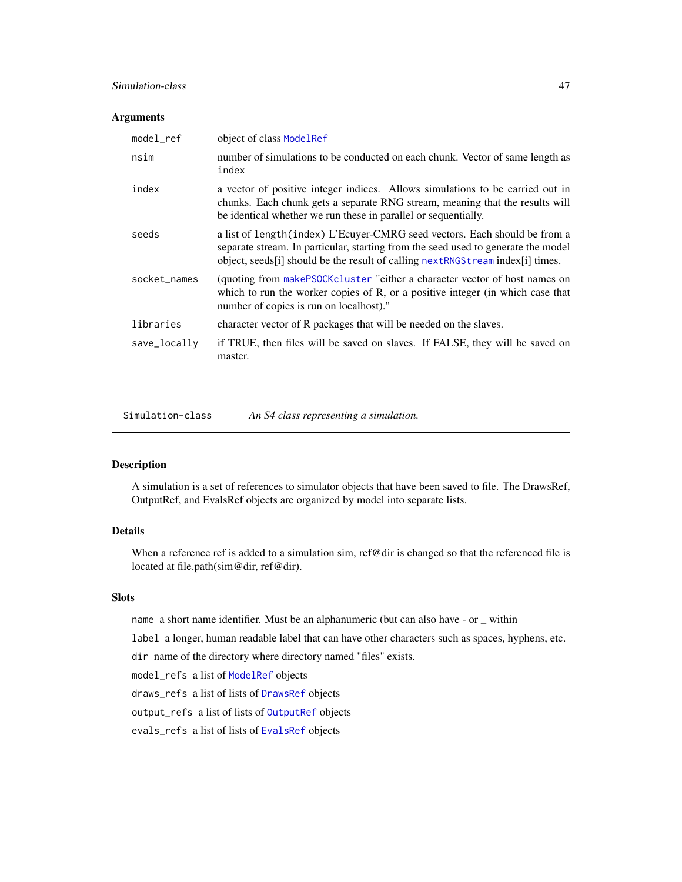### Arguments

| | |
|---|---|
| `model_ref` | object of class `ModelRef` |
| `nsim` | number of simulations to be conducted on each chunk. Vector of same length as `index` |
| `index` | a vector of positive integer indices. Allows simulations to be carried out in chunks. Each chunk gets a separate RNG stream, meaning that the results will be identical whether we run these in parallel or sequentially. |
| `seeds` | a list of `length(index)` L'Ecuyer-CMRG seed vectors. Each should be from a separate stream. In particular, starting from the seed used to generate the model object, seeds[i] should be the result of calling `nextRNGStream` index[i] times. |
| `socket_names` | (quoting from `makePSOCKcluster` "either a character vector of host names on which to run the worker copies of R, or a positive integer (in which case that number of copies is run on localhost)." |
| `libraries` | character vector of R packages that will be needed on the slaves. |
| `save_locally` | if TRUE, then files will be saved on slaves. If FALSE, they will be saved on master. |

---

## Simulation-class — *An S4 class representing a simulation.*

---

### Description

A simulation is a set of references to simulator objects that have been saved to file. The DrawsRef, OutputRef, and EvalsRef objects are organized by model into separate lists.

### Details

When a reference ref is added to a simulation sim, ref@dir is changed so that the referenced file is located at file.path(sim@dir, ref@dir).

### Slots

`name` a short name identifier. Must be an alphanumeric (but can also have - or _ within

`label` a longer, human readable label that can have other characters such as spaces, hyphens, etc.

`dir` name of the directory where directory named "files" exists.

`model_refs` a list of `ModelRef` objects

`draws_refs` a list of lists of `DrawsRef` objects

`output_refs` a list of lists of `OutputRef` objects

`evals_refs` a list of lists of `EvalsRef` objects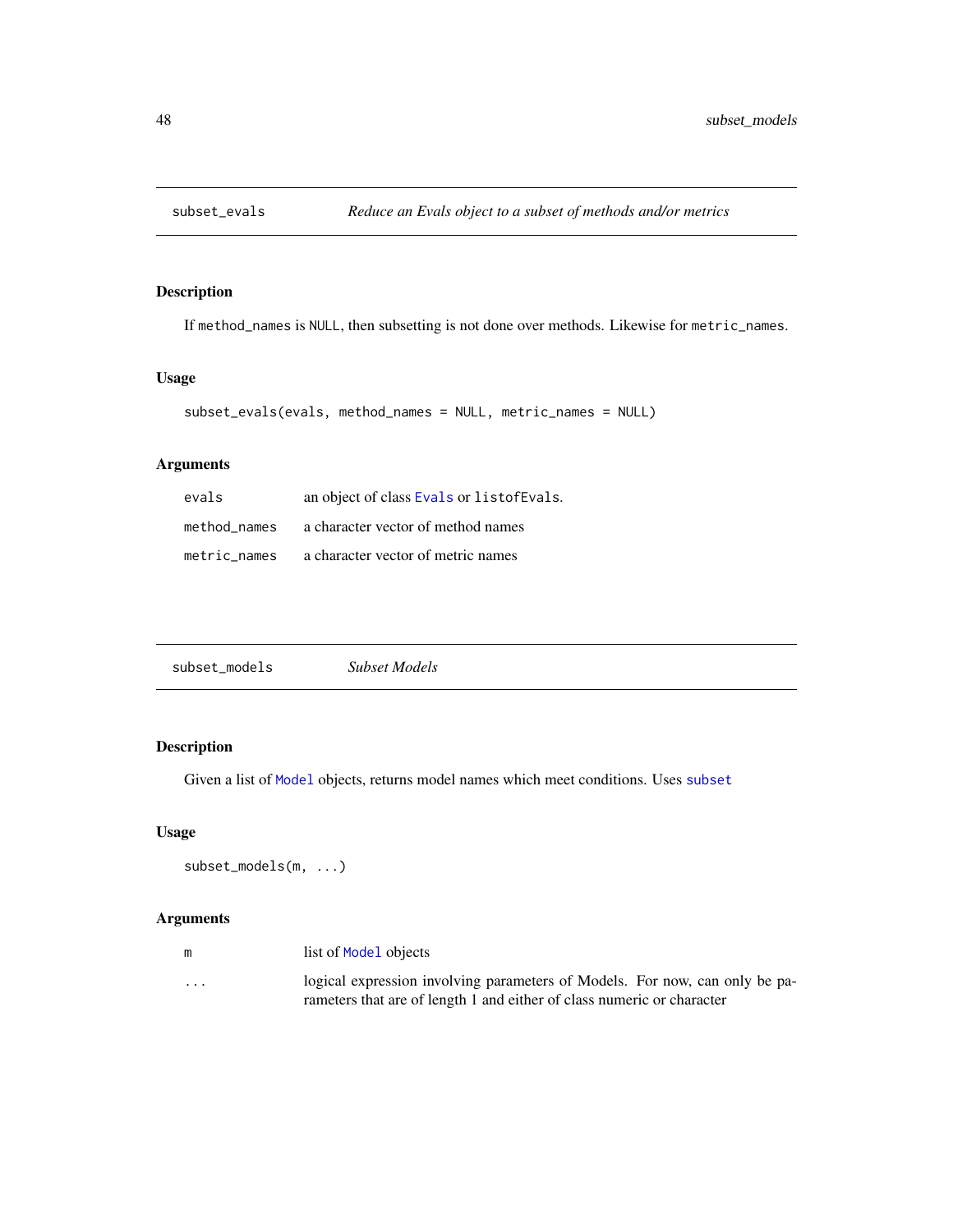## subset_evals — *Reduce an Evals object to a subset of methods and/or metrics*

### Description

If method_names is NULL, then subsetting is not done over methods. Likewise for metric_names.

### Usage

```
subset_evals(evals, method_names = NULL, metric_names = NULL)
```

### Arguments

| | |
|---|---|
| evals | an object of class Evals or listofEvals. |
| method_names | a character vector of method names |
| metric_names | a character vector of metric names |

## subset_models — *Subset Models*

### Description

Given a list of Model objects, returns model names which meet conditions. Uses subset

### Usage

```
subset_models(m, ...)
```

### Arguments

| | |
|---|---|
| m | list of Model objects |
| ... | logical expression involving parameters of Models. For now, can only be parameters that are of length 1 and either of class numeric or character |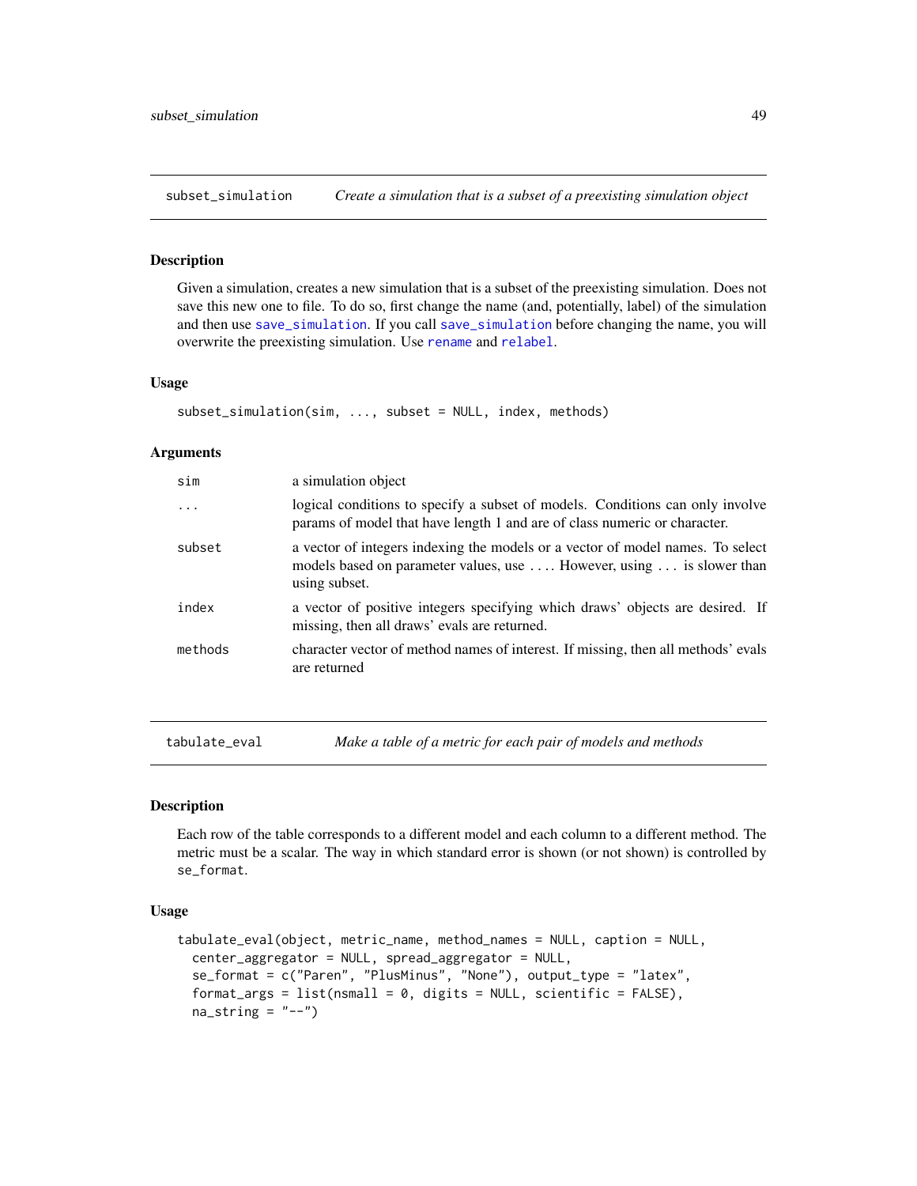## subset_simulation — *Create a simulation that is a subset of a preexisting simulation object*

### Description

Given a simulation, creates a new simulation that is a subset of the preexisting simulation. Does not save this new one to file. To do so, first change the name (and, potentially, label) of the simulation and then use `save_simulation`. If you call `save_simulation` before changing the name, you will overwrite the preexisting simulation. Use `rename` and `relabel`.

### Usage

```
subset_simulation(sim, ..., subset = NULL, index, methods)
```

### Arguments

| Argument | Description |
|---|---|
| `sim` | a simulation object |
| `...` | logical conditions to specify a subset of models. Conditions can only involve params of model that have length 1 and are of class numeric or character. |
| `subset` | a vector of integers indexing the models or a vector of model names. To select models based on parameter values, use .... However, using ... is slower than using subset. |
| `index` | a vector of positive integers specifying which draws' objects are desired. If missing, then all draws' evals are returned. |
| `methods` | character vector of method names of interest. If missing, then all methods' evals are returned |

## tabulate_eval — *Make a table of a metric for each pair of models and methods*

### Description

Each row of the table corresponds to a different model and each column to a different method. The metric must be a scalar. The way in which standard error is shown (or not shown) is controlled by `se_format`.

### Usage

```
tabulate_eval(object, metric_name, method_names = NULL, caption = NULL,
  center_aggregator = NULL, spread_aggregator = NULL,
  se_format = c("Paren", "PlusMinus", "None"), output_type = "latex",
  format_args = list(nsmall = 0, digits = NULL, scientific = FALSE),
  na_string = "--")
```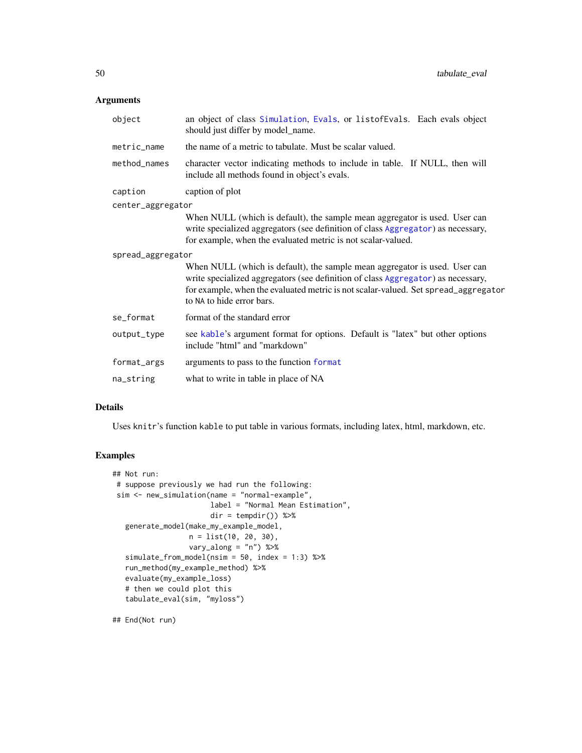## Arguments

| Argument | Description |
|---|---|
| object | an object of class Simulation, Evals, or listofEvals. Each evals object should just differ by model_name. |
| metric_name | the name of a metric to tabulate. Must be scalar valued. |
| method_names | character vector indicating methods to include in table. If NULL, then will include all methods found in object's evals. |
| caption | caption of plot |
| center_aggregator | When NULL (which is default), the sample mean aggregator is used. User can write specialized aggregators (see definition of class Aggregator) as necessary, for example, when the evaluated metric is not scalar-valued. |
| spread_aggregator | When NULL (which is default), the sample mean aggregator is used. User can write specialized aggregators (see definition of class Aggregator) as necessary, for example, when the evaluated metric is not scalar-valued. Set spread_aggregator to NA to hide error bars. |
| se_format | format of the standard error |
| output_type | see kable's argument format for options. Default is "latex" but other options include "html" and "markdown" |
| format_args | arguments to pass to the function format |
| na_string | what to write in table in place of NA |

## Details

Uses knitr's function kable to put table in various formats, including latex, html, markdown, etc.

## Examples

```
## Not run:
 # suppose previously we had run the following:
 sim <- new_simulation(name = "normal-example",
                       label = "Normal Mean Estimation",
                       dir = tempdir()) %>%
   generate_model(make_my_example_model,
                  n = list(10, 20, 30),
                  vary_along = "n") %>%
   simulate_from_model(nsim = 50, index = 1:3) %>%
   run_method(my_example_method) %>%
   evaluate(my_example_loss)
   # then we could plot this
   tabulate_eval(sim, "myloss")

## End(Not run)
```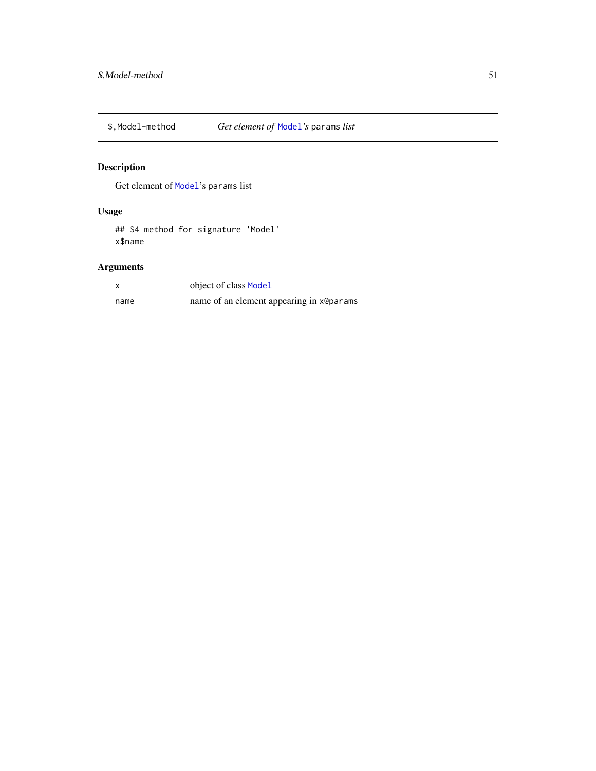## $,Model-method — *Get element of* `Model`*'s* `params` *list*

### Description

Get element of `Model`'s `params` list

### Usage

```
## S4 method for signature 'Model'
x$name
```

### Arguments

| | |
|---|---|
| `x` | object of class `Model` |
| `name` | name of an element appearing in `x@params` |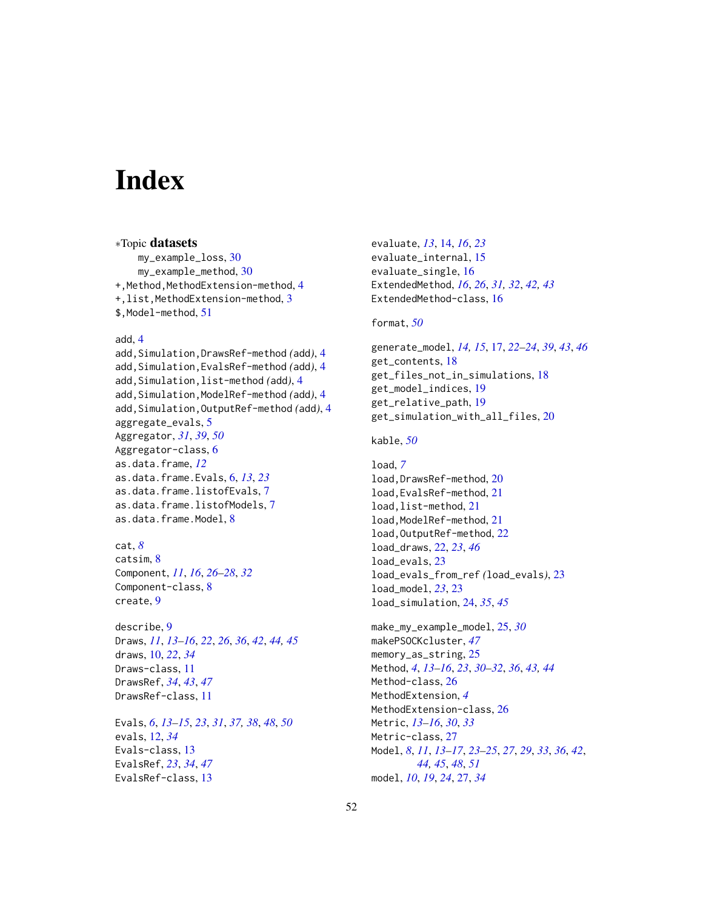# Index

∗Topic **datasets**
  my_example_loss, 30
  my_example_method, 30
+,Method,MethodExtension-method, 4
+,list,MethodExtension-method, 3
$,Model-method, 51

add, 4
add,Simulation,DrawsRef-method *(*add*)*, 4
add,Simulation,EvalsRef-method *(*add*)*, 4
add,Simulation,list-method *(*add*)*, 4
add,Simulation,ModelRef-method *(*add*)*, 4
add,Simulation,OutputRef-method *(*add*)*, 4
aggregate_evals, 5
Aggregator, *31*, *39*, *50*
Aggregator-class, 6
as.data.frame, *12*
as.data.frame.Evals, 6, *13*, *23*
as.data.frame.listofEvals, 7
as.data.frame.listofModels, 7
as.data.frame.Model, 8

cat, *8*
catsim, 8
Component, *11*, *16*, *26–28*, *32*
Component-class, 8
create, 9

describe, 9
Draws, *11*, *13–16*, *22*, *26*, *36*, *42*, *44, 45*
draws, 10, *22*, *34*
Draws-class, 11
DrawsRef, *34*, *43*, *47*
DrawsRef-class, 11

Evals, *6*, *13–15*, *23*, *31*, *37, 38*, *48*, *50*
evals, 12, *34*
Evals-class, 13
EvalsRef, *23*, *34*, *47*
EvalsRef-class, 13

evaluate, *13*, 14, *16*, *23*
evaluate_internal, 15
evaluate_single, 16
ExtendedMethod, *16*, *26*, *31, 32*, *42, 43*
ExtendedMethod-class, 16

format, *50*

generate_model, *14, 15*, 17, *22–24*, *39*, *43*, *46*
get_contents, 18
get_files_not_in_simulations, 18
get_model_indices, 19
get_relative_path, 19
get_simulation_with_all_files, 20

kable, *50*

load, *7*
load,DrawsRef-method, 20
load,EvalsRef-method, 21
load,list-method, 21
load,ModelRef-method, 21
load,OutputRef-method, 22
load_draws, 22, *23*, *46*
load_evals, 23
load_evals_from_ref *(*load_evals*)*, 23
load_model, *23*, 23
load_simulation, 24, *35*, *45*

make_my_example_model, 25, *30*
makePSOCKcluster, *47*
memory_as_string, 25
Method, *4*, *13–16*, *23*, *30–32*, *36*, *43, 44*
Method-class, 26
MethodExtension, *4*
MethodExtension-class, 26
Metric, *13–16*, *30*, *33*
Metric-class, 27
Model, *8*, *11*, *13–17*, *23–25*, *27*, *29*, *33*, *36*, *42*, *44, 45*, *48*, *51*
model, *10*, *19*, *24*, 27, *34*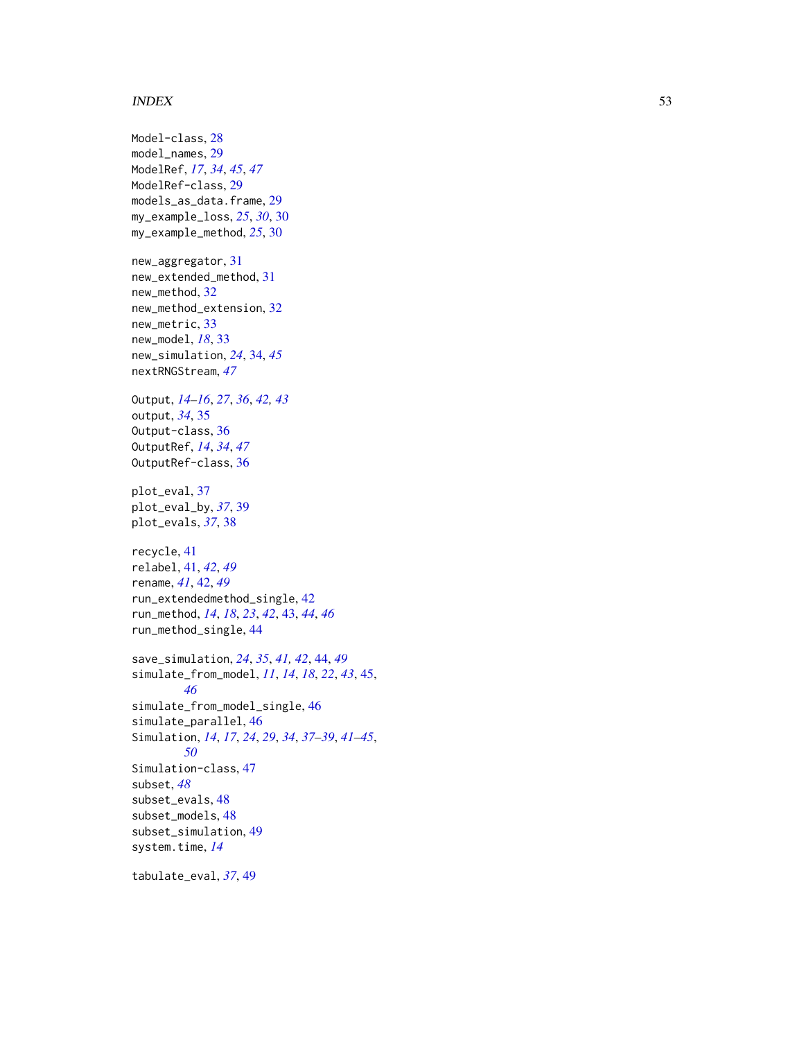Model-class, 28
model_names, 29
ModelRef, *17*, *34*, *45*, *47*
ModelRef-class, 29
models_as_data.frame, 29
my_example_loss, *25*, *30*, 30
my_example_method, *25*, 30

new_aggregator, 31
new_extended_method, 31
new_method, 32
new_method_extension, 32
new_metric, 33
new_model, *18*, 33
new_simulation, *24*, 34, *45*
nextRNGStream, *47*

Output, *14–16*, *27*, *36*, *42, 43*
output, *34*, 35
Output-class, 36
OutputRef, *14*, *34*, *47*
OutputRef-class, 36

plot_eval, 37
plot_eval_by, *37*, 39
plot_evals, *37*, 38

recycle, 41
relabel, 41, *42*, *49*
rename, *41*, 42, *49*
run_extendedmethod_single, 42
run_method, *14*, *18*, *23*, *42*, 43, *44*, *46*
run_method_single, 44

save_simulation, *24*, *35*, *41, 42*, 44, *49*
simulate_from_model, *11*, *14*, *18*, *22*, *43*, 45, *46*
simulate_from_model_single, 46
simulate_parallel, 46
Simulation, *14*, *17*, *24*, *29*, *34*, *37–39*, *41–45*, *50*
Simulation-class, 47
subset, *48*
subset_evals, 48
subset_models, 48
subset_simulation, 49
system.time, *14*

tabulate_eval, *37*, 49